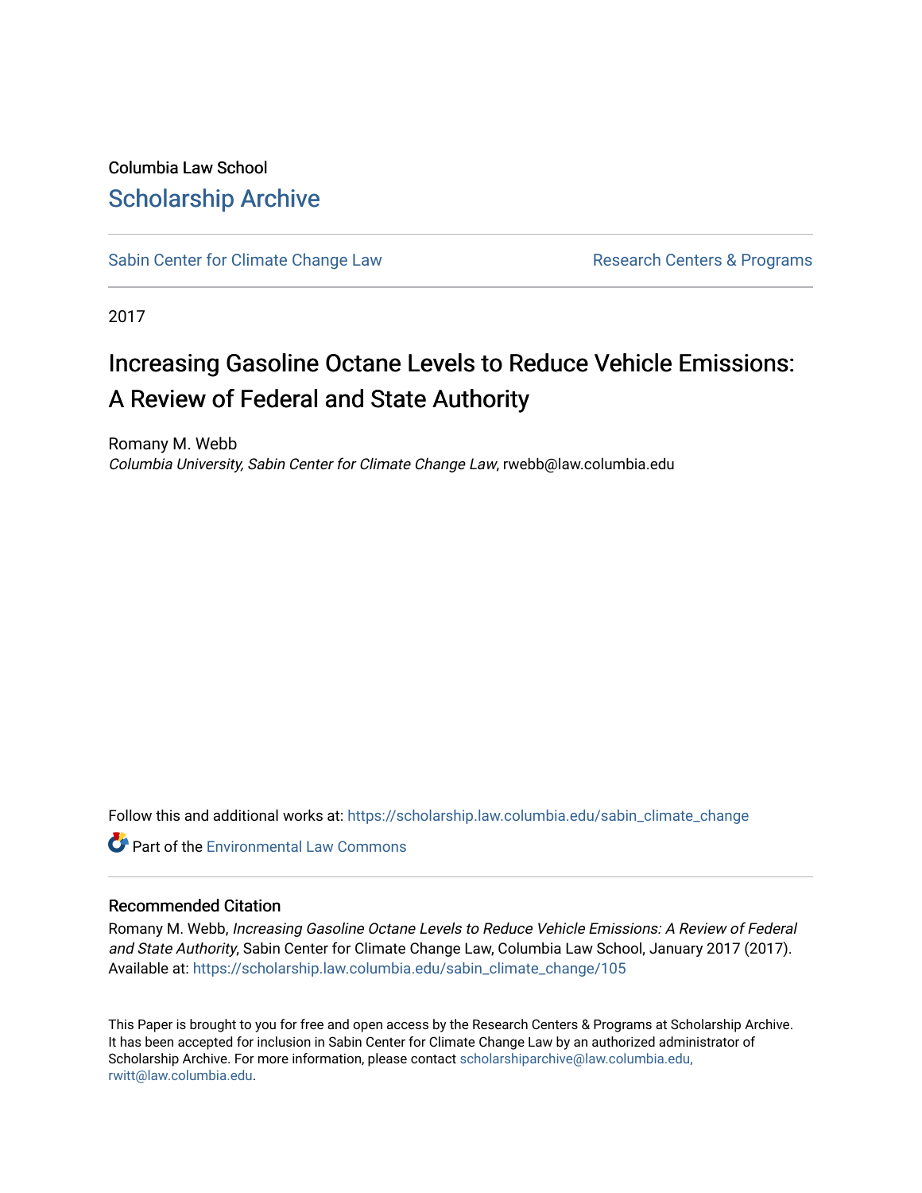Columbia Law School

# Scholarship Archive

Sabin Center for Climate Change Law | Research Centers & Programs

2017

# Increasing Gasoline Octane Levels to Reduce Vehicle Emissions: A Review of Federal and State Authority

Romany M. Webb
*Columbia University, Sabin Center for Climate Change Law*, rwebb@law.columbia.edu

Follow this and additional works at: https://scholarship.law.columbia.edu/sabin_climate_change

Part of the Environmental Law Commons

## Recommended Citation

Romany M. Webb, *Increasing Gasoline Octane Levels to Reduce Vehicle Emissions: A Review of Federal and State Authority*, Sabin Center for Climate Change Law, Columbia Law School, January 2017 (2017).
Available at: https://scholarship.law.columbia.edu/sabin_climate_change/105

This Paper is brought to you for free and open access by the Research Centers & Programs at Scholarship Archive. It has been accepted for inclusion in Sabin Center for Climate Change Law by an authorized administrator of Scholarship Archive. For more information, please contact scholarshiparchive@law.columbia.edu, rwitt@law.columbia.edu.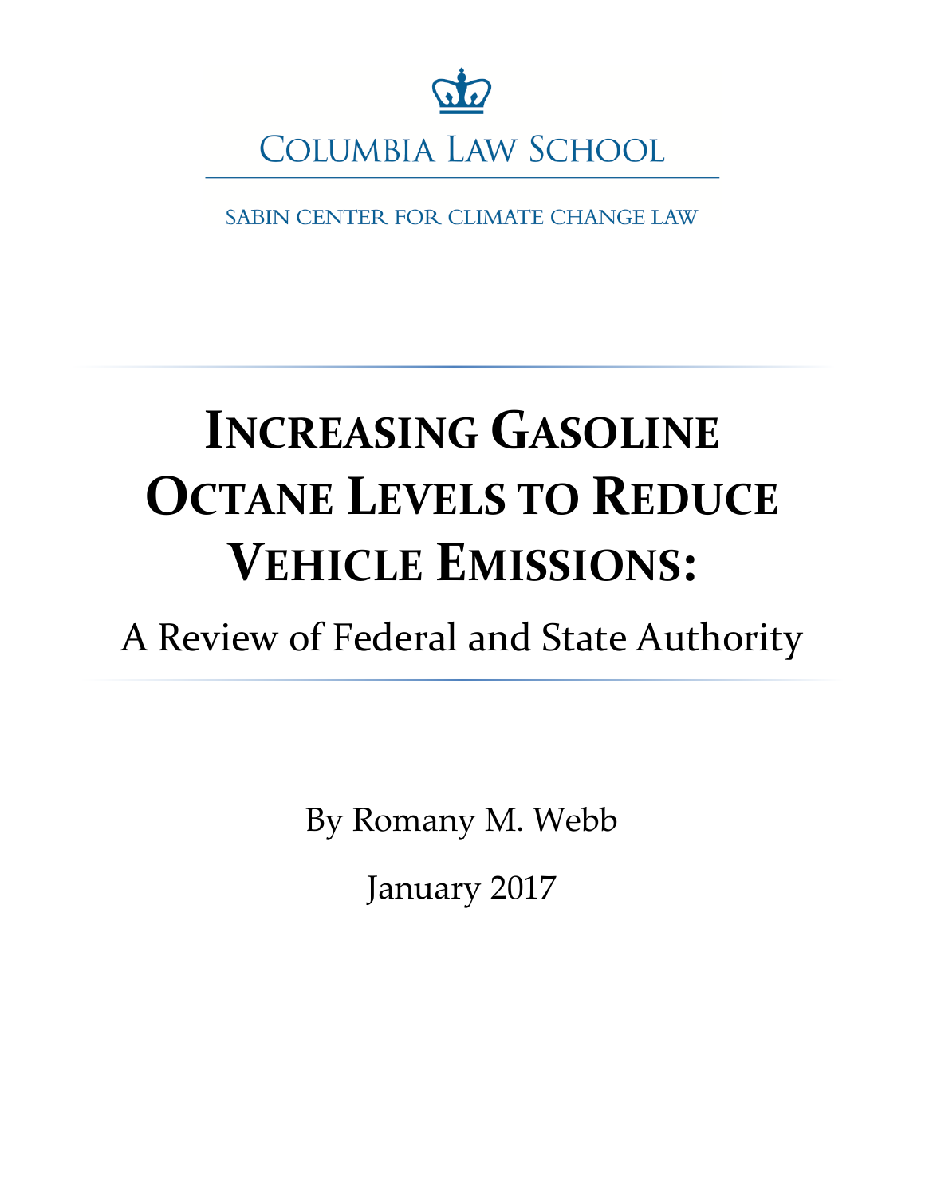COLUMBIA LAW SCHOOL

SABIN CENTER FOR CLIMATE CHANGE LAW

# INCREASING GASOLINE OCTANE LEVELS TO REDUCE VEHICLE EMISSIONS:

## A Review of Federal and State Authority

By Romany M. Webb

January 2017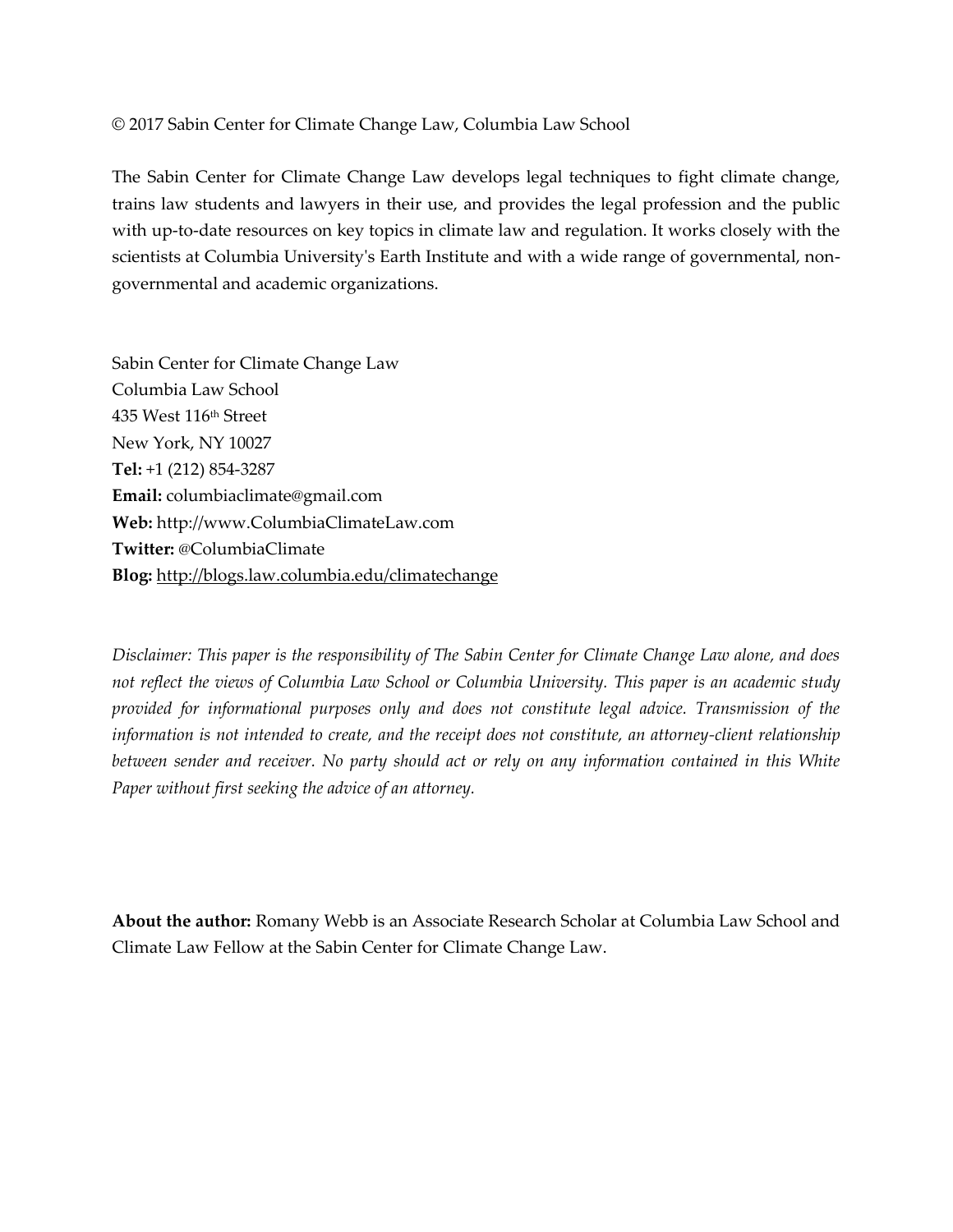© 2017 Sabin Center for Climate Change Law, Columbia Law School

The Sabin Center for Climate Change Law develops legal techniques to fight climate change, trains law students and lawyers in their use, and provides the legal profession and the public with up-to-date resources on key topics in climate law and regulation. It works closely with the scientists at Columbia University's Earth Institute and with a wide range of governmental, non-governmental and academic organizations.

Sabin Center for Climate Change Law
Columbia Law School
435 West 116th Street
New York, NY 10027
**Tel:** +1 (212) 854-3287
**Email:** columbiaclimate@gmail.com
**Web:** http://www.ColumbiaClimateLaw.com
**Twitter:** @ColumbiaClimate
**Blog:** http://blogs.law.columbia.edu/climatechange

*Disclaimer: This paper is the responsibility of The Sabin Center for Climate Change Law alone, and does not reflect the views of Columbia Law School or Columbia University. This paper is an academic study provided for informational purposes only and does not constitute legal advice. Transmission of the information is not intended to create, and the receipt does not constitute, an attorney-client relationship between sender and receiver. No party should act or rely on any information contained in this White Paper without first seeking the advice of an attorney.*

**About the author:** Romany Webb is an Associate Research Scholar at Columbia Law School and Climate Law Fellow at the Sabin Center for Climate Change Law.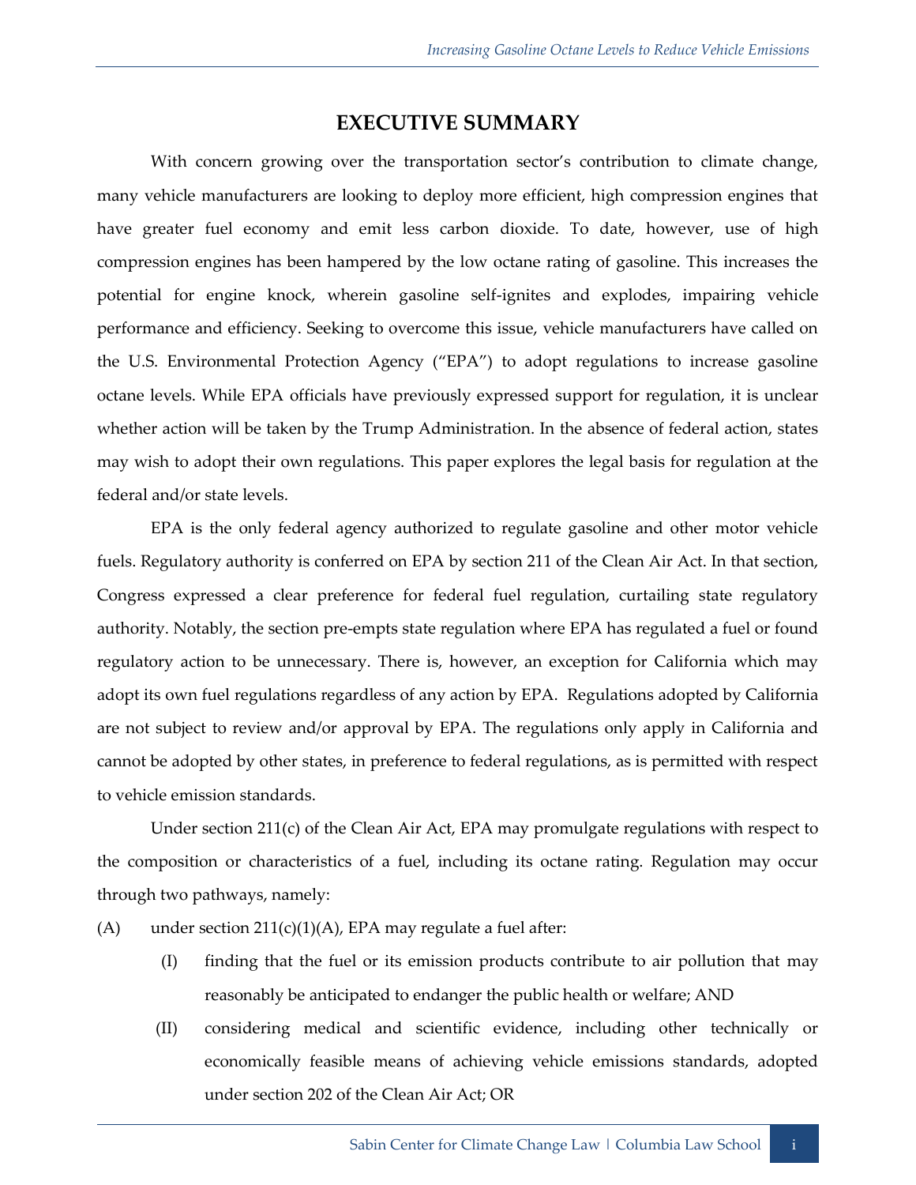# EXECUTIVE SUMMARY

With concern growing over the transportation sector's contribution to climate change, many vehicle manufacturers are looking to deploy more efficient, high compression engines that have greater fuel economy and emit less carbon dioxide. To date, however, use of high compression engines has been hampered by the low octane rating of gasoline. This increases the potential for engine knock, wherein gasoline self-ignites and explodes, impairing vehicle performance and efficiency. Seeking to overcome this issue, vehicle manufacturers have called on the U.S. Environmental Protection Agency ("EPA") to adopt regulations to increase gasoline octane levels. While EPA officials have previously expressed support for regulation, it is unclear whether action will be taken by the Trump Administration. In the absence of federal action, states may wish to adopt their own regulations. This paper explores the legal basis for regulation at the federal and/or state levels.

EPA is the only federal agency authorized to regulate gasoline and other motor vehicle fuels. Regulatory authority is conferred on EPA by section 211 of the Clean Air Act. In that section, Congress expressed a clear preference for federal fuel regulation, curtailing state regulatory authority. Notably, the section pre-empts state regulation where EPA has regulated a fuel or found regulatory action to be unnecessary. There is, however, an exception for California which may adopt its own fuel regulations regardless of any action by EPA. Regulations adopted by California are not subject to review and/or approval by EPA. The regulations only apply in California and cannot be adopted by other states, in preference to federal regulations, as is permitted with respect to vehicle emission standards.

Under section 211(c) of the Clean Air Act, EPA may promulgate regulations with respect to the composition or characteristics of a fuel, including its octane rating. Regulation may occur through two pathways, namely:

(A) under section 211(c)(1)(A), EPA may regulate a fuel after:

- (I) finding that the fuel or its emission products contribute to air pollution that may reasonably be anticipated to endanger the public health or welfare; AND
- (II) considering medical and scientific evidence, including other technically or economically feasible means of achieving vehicle emissions standards, adopted under section 202 of the Clean Air Act; OR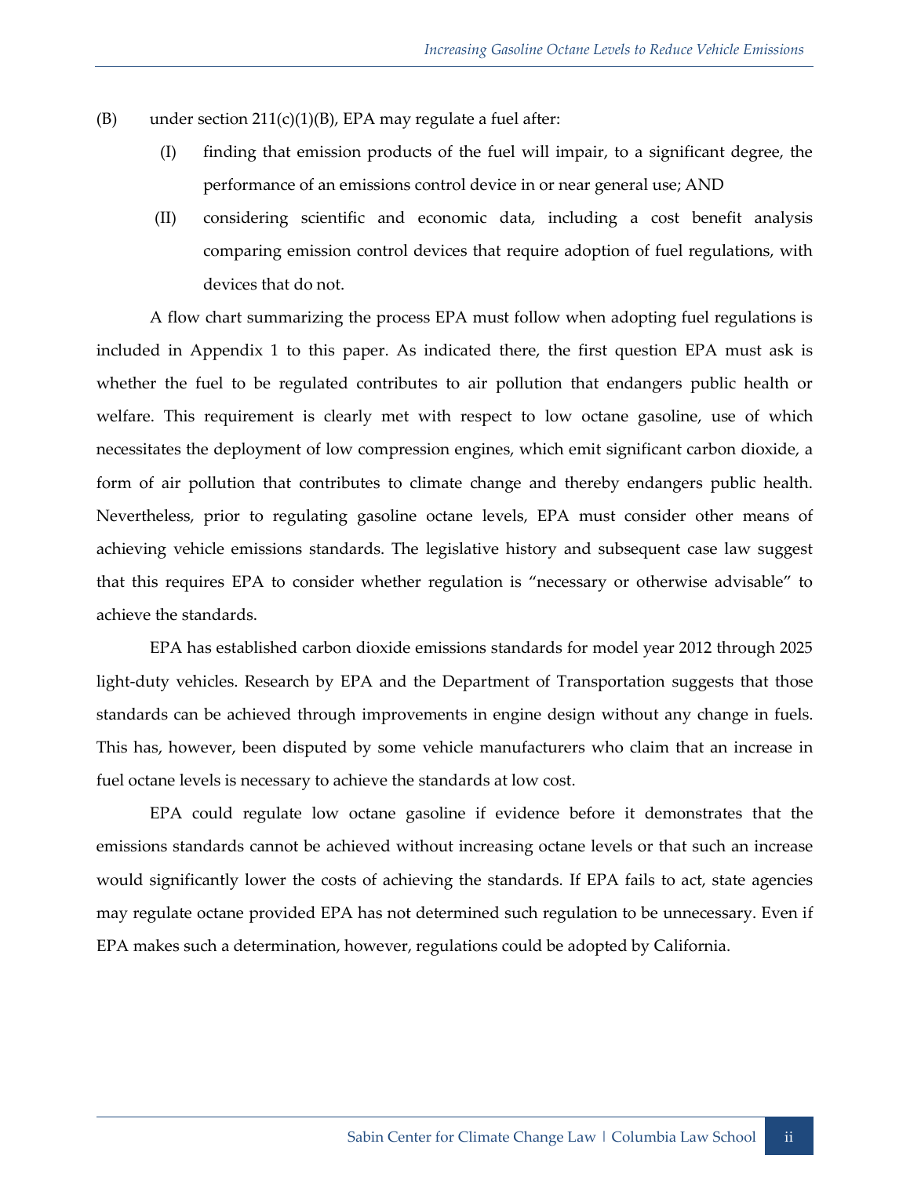(B) under section 211(c)(1)(B), EPA may regulate a fuel after:

  (I) finding that emission products of the fuel will impair, to a significant degree, the performance of an emissions control device in or near general use; AND

  (II) considering scientific and economic data, including a cost benefit analysis comparing emission control devices that require adoption of fuel regulations, with devices that do not.

A flow chart summarizing the process EPA must follow when adopting fuel regulations is included in Appendix 1 to this paper. As indicated there, the first question EPA must ask is whether the fuel to be regulated contributes to air pollution that endangers public health or welfare. This requirement is clearly met with respect to low octane gasoline, use of which necessitates the deployment of low compression engines, which emit significant carbon dioxide, a form of air pollution that contributes to climate change and thereby endangers public health. Nevertheless, prior to regulating gasoline octane levels, EPA must consider other means of achieving vehicle emissions standards. The legislative history and subsequent case law suggest that this requires EPA to consider whether regulation is "necessary or otherwise advisable" to achieve the standards.

EPA has established carbon dioxide emissions standards for model year 2012 through 2025 light-duty vehicles. Research by EPA and the Department of Transportation suggests that those standards can be achieved through improvements in engine design without any change in fuels. This has, however, been disputed by some vehicle manufacturers who claim that an increase in fuel octane levels is necessary to achieve the standards at low cost.

EPA could regulate low octane gasoline if evidence before it demonstrates that the emissions standards cannot be achieved without increasing octane levels or that such an increase would significantly lower the costs of achieving the standards. If EPA fails to act, state agencies may regulate octane provided EPA has not determined such regulation to be unnecessary. Even if EPA makes such a determination, however, regulations could be adopted by California.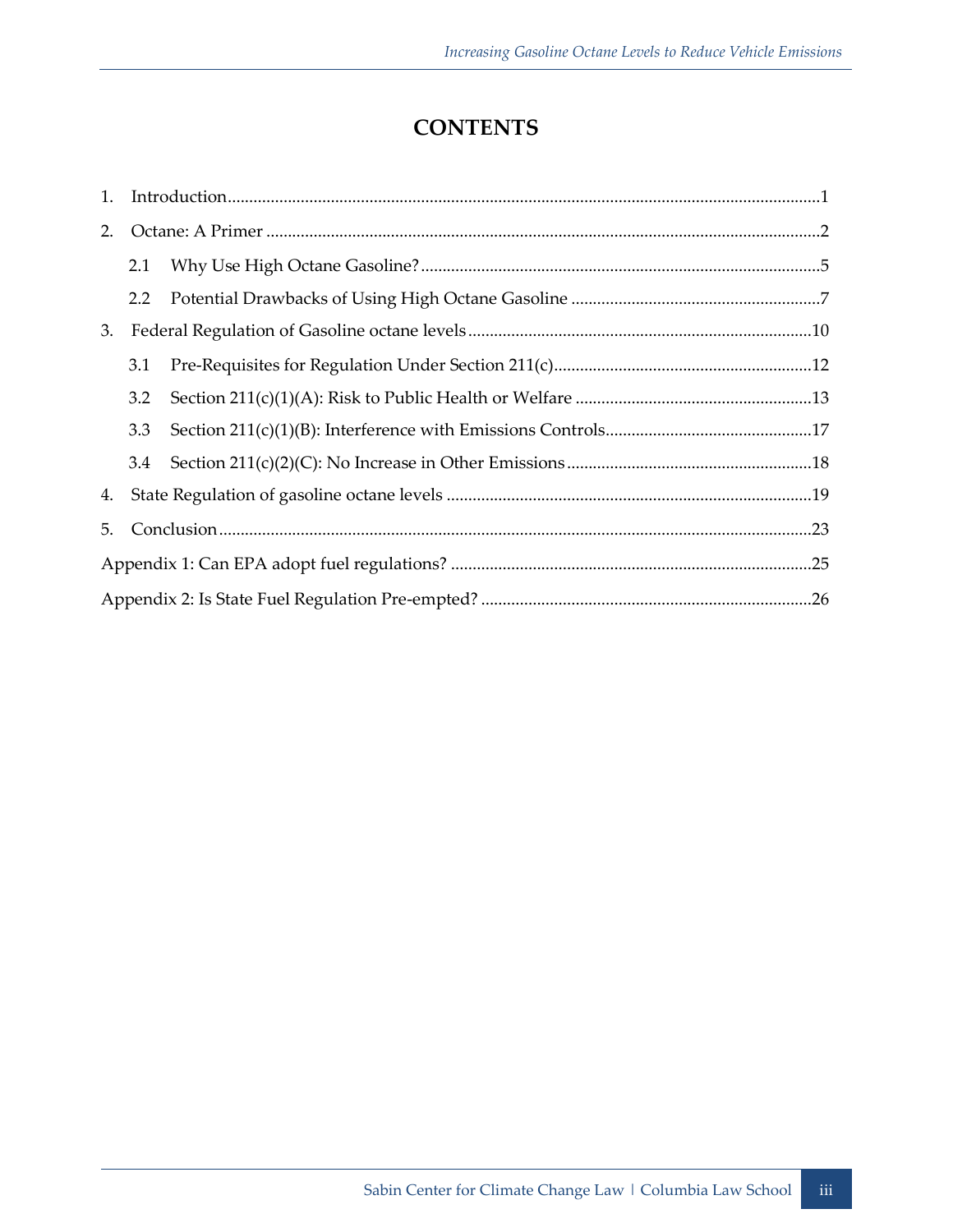# CONTENTS

1. Introduction ........................................................................................................................ 1
2. Octane: A Primer ................................................................................................................ 2
   - 2.1 Why Use High Octane Gasoline? ............................................................................. 5
   - 2.2 Potential Drawbacks of Using High Octane Gasoline ........................................... 7
3. Federal Regulation of Gasoline octane levels ................................................................ 10
   - 3.1 Pre-Requisites for Regulation Under Section 211(c) ............................................ 12
   - 3.2 Section 211(c)(1)(A): Risk to Public Health or Welfare ....................................... 13
   - 3.3 Section 211(c)(1)(B): Interference with Emissions Controls ................................ 17
   - 3.4 Section 211(c)(2)(C): No Increase in Other Emissions ......................................... 18
4. State Regulation of gasoline octane levels ..................................................................... 19
5. Conclusion ......................................................................................................................... 23

Appendix 1: Can EPA adopt fuel regulations? ................................................................... 25

Appendix 2: Is State Fuel Regulation Pre-empted? ............................................................. 26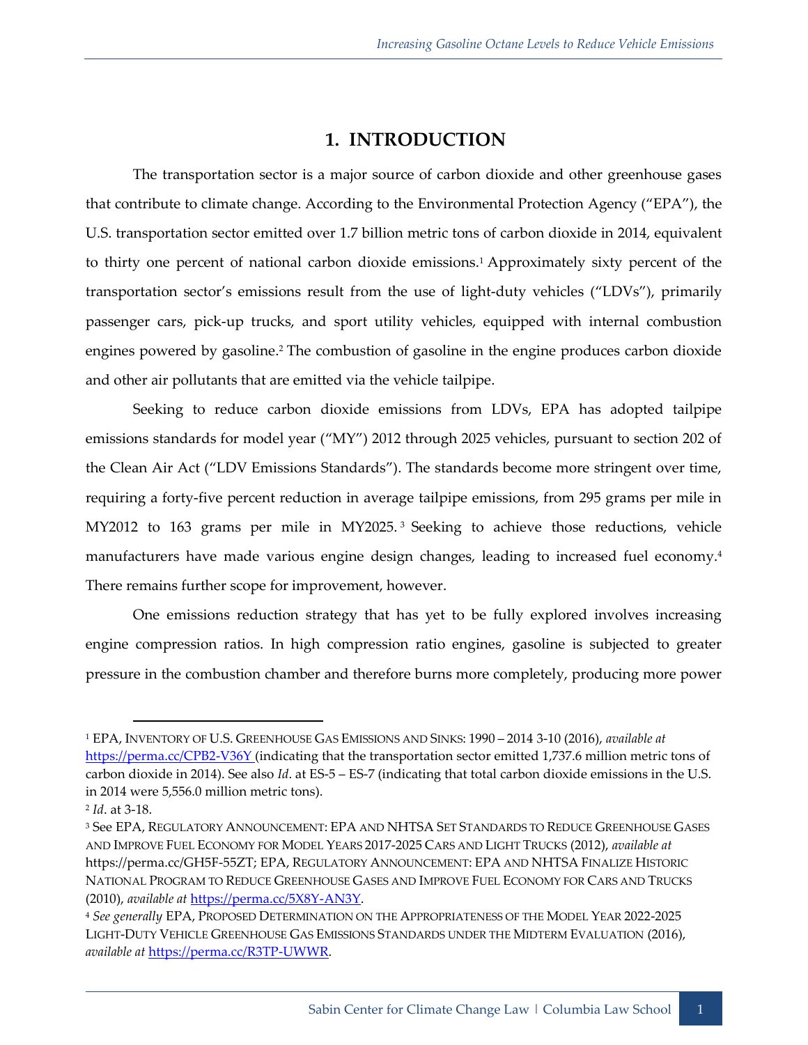# 1. INTRODUCTION

The transportation sector is a major source of carbon dioxide and other greenhouse gases that contribute to climate change. According to the Environmental Protection Agency ("EPA"), the U.S. transportation sector emitted over 1.7 billion metric tons of carbon dioxide in 2014, equivalent to thirty one percent of national carbon dioxide emissions.[1] Approximately sixty percent of the transportation sector's emissions result from the use of light-duty vehicles ("LDVs"), primarily passenger cars, pick-up trucks, and sport utility vehicles, equipped with internal combustion engines powered by gasoline.[2] The combustion of gasoline in the engine produces carbon dioxide and other air pollutants that are emitted via the vehicle tailpipe.

Seeking to reduce carbon dioxide emissions from LDVs, EPA has adopted tailpipe emissions standards for model year ("MY") 2012 through 2025 vehicles, pursuant to section 202 of the Clean Air Act ("LDV Emissions Standards"). The standards become more stringent over time, requiring a forty-five percent reduction in average tailpipe emissions, from 295 grams per mile in MY2012 to 163 grams per mile in MY2025.[3] Seeking to achieve those reductions, vehicle manufacturers have made various engine design changes, leading to increased fuel economy.[4] There remains further scope for improvement, however.

One emissions reduction strategy that has yet to be fully explored involves increasing engine compression ratios. In high compression ratio engines, gasoline is subjected to greater pressure in the combustion chamber and therefore burns more completely, producing more power

---

[1] EPA, INVENTORY OF U.S. GREENHOUSE GAS EMISSIONS AND SINKS: 1990 – 2014 3-10 (2016), *available at* https://perma.cc/CPB2-V36Y (indicating that the transportation sector emitted 1,737.6 million metric tons of carbon dioxide in 2014). See also *Id*. at ES-5 – ES-7 (indicating that total carbon dioxide emissions in the U.S. in 2014 were 5,556.0 million metric tons).

[2] *Id*. at 3-18.

[3] See EPA, REGULATORY ANNOUNCEMENT: EPA AND NHTSA SET STANDARDS TO REDUCE GREENHOUSE GASES AND IMPROVE FUEL ECONOMY FOR MODEL YEARS 2017-2025 CARS AND LIGHT TRUCKS (2012), *available at* https://perma.cc/GH5F-55ZT; EPA, REGULATORY ANNOUNCEMENT: EPA AND NHTSA FINALIZE HISTORIC NATIONAL PROGRAM TO REDUCE GREENHOUSE GASES AND IMPROVE FUEL ECONOMY FOR CARS AND TRUCKS (2010), *available at* https://perma.cc/5X8Y-AN3Y.

[4] *See generally* EPA, PROPOSED DETERMINATION ON THE APPROPRIATENESS OF THE MODEL YEAR 2022-2025 LIGHT-DUTY VEHICLE GREENHOUSE GAS EMISSIONS STANDARDS UNDER THE MIDTERM EVALUATION (2016), *available at* https://perma.cc/R3TP-UWWR.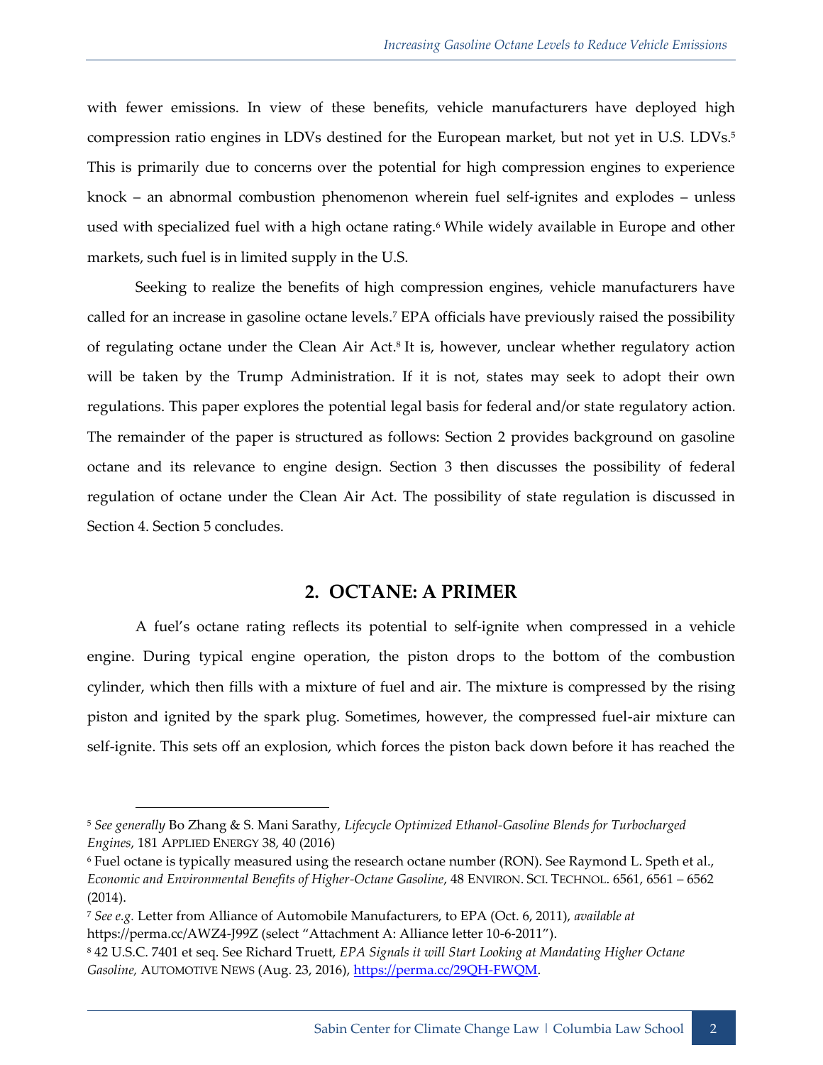with fewer emissions. In view of these benefits, vehicle manufacturers have deployed high compression ratio engines in LDVs destined for the European market, but not yet in U.S. LDVs.[5] This is primarily due to concerns over the potential for high compression engines to experience knock – an abnormal combustion phenomenon wherein fuel self-ignites and explodes – unless used with specialized fuel with a high octane rating.[6] While widely available in Europe and other markets, such fuel is in limited supply in the U.S.

Seeking to realize the benefits of high compression engines, vehicle manufacturers have called for an increase in gasoline octane levels.[7] EPA officials have previously raised the possibility of regulating octane under the Clean Air Act.[8] It is, however, unclear whether regulatory action will be taken by the Trump Administration. If it is not, states may seek to adopt their own regulations. This paper explores the potential legal basis for federal and/or state regulatory action. The remainder of the paper is structured as follows: Section 2 provides background on gasoline octane and its relevance to engine design. Section 3 then discusses the possibility of federal regulation of octane under the Clean Air Act. The possibility of state regulation is discussed in Section 4. Section 5 concludes.

## 2. OCTANE: A PRIMER

A fuel's octane rating reflects its potential to self-ignite when compressed in a vehicle engine. During typical engine operation, the piston drops to the bottom of the combustion cylinder, which then fills with a mixture of fuel and air. The mixture is compressed by the rising piston and ignited by the spark plug. Sometimes, however, the compressed fuel-air mixture can self-ignite. This sets off an explosion, which forces the piston back down before it has reached the

---

[5] *See generally* Bo Zhang & S. Mani Sarathy, *Lifecycle Optimized Ethanol-Gasoline Blends for Turbocharged Engines*, 181 APPLIED ENERGY 38, 40 (2016)

[6] Fuel octane is typically measured using the research octane number (RON). See Raymond L. Speth et al., *Economic and Environmental Benefits of Higher-Octane Gasoline*, 48 ENVIRON. SCI. TECHNOL. 6561, 6561 – 6562 (2014).

[7] *See e.g.* Letter from Alliance of Automobile Manufacturers, to EPA (Oct. 6, 2011), *available at* https://perma.cc/AWZ4-J99Z (select "Attachment A: Alliance letter 10-6-2011").

[8] 42 U.S.C. 7401 et seq. See Richard Truett, *EPA Signals it will Start Looking at Mandating Higher Octane Gasoline,* AUTOMOTIVE NEWS (Aug. 23, 2016), https://perma.cc/29QH-FWQM.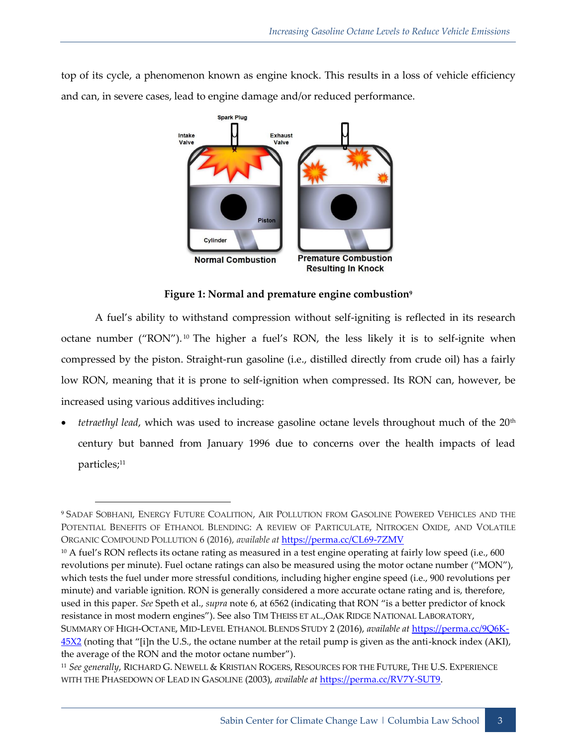top of its cycle, a phenomenon known as engine knock. This results in a loss of vehicle efficiency and can, in severe cases, lead to engine damage and/or reduced performance.

**Figure 1: Normal and premature engine combustion**[9]

A fuel's ability to withstand compression without self-igniting is reflected in its research octane number ("RON").[10] The higher a fuel's RON, the less likely it is to self-ignite when compressed by the piston. Straight-run gasoline (i.e., distilled directly from crude oil) has a fairly low RON, meaning that it is prone to self-ignition when compressed. Its RON can, however, be increased using various additives including:

- *tetraethyl lead*, which was used to increase gasoline octane levels throughout much of the 20th century but banned from January 1996 due to concerns over the health impacts of lead particles;[11]

---

[9] SADAF SOBHANI, ENERGY FUTURE COALITION, AIR POLLUTION FROM GASOLINE POWERED VEHICLES AND THE POTENTIAL BENEFITS OF ETHANOL BLENDING: A REVIEW OF PARTICULATE, NITROGEN OXIDE, AND VOLATILE ORGANIC COMPOUND POLLUTION 6 (2016), *available at* https://perma.cc/CL69-7ZMV

[10] A fuel's RON reflects its octane rating as measured in a test engine operating at fairly low speed (i.e., 600 revolutions per minute). Fuel octane ratings can also be measured using the motor octane number ("MON"), which tests the fuel under more stressful conditions, including higher engine speed (i.e., 900 revolutions per minute) and variable ignition. RON is generally considered a more accurate octane rating and is, therefore, used in this paper. *See* Speth et al., *supra* note 6, at 6562 (indicating that RON "is a better predictor of knock resistance in most modern engines"). See also TIM THEISS ET AL.,OAK RIDGE NATIONAL LABORATORY, SUMMARY OF HIGH-OCTANE, MID-LEVEL ETHANOL BLENDS STUDY 2 (2016), *available at* https://perma.cc/9Q6K-45X2 (noting that "[i]n the U.S., the octane number at the retail pump is given as the anti-knock index (AKI), the average of the RON and the motor octane number").

[11] *See generally*, RICHARD G. NEWELL & KRISTIAN ROGERS, RESOURCES FOR THE FUTURE, THE U.S. EXPERIENCE WITH THE PHASEDOWN OF LEAD IN GASOLINE (2003), *available at* https://perma.cc/RV7Y-SUT9.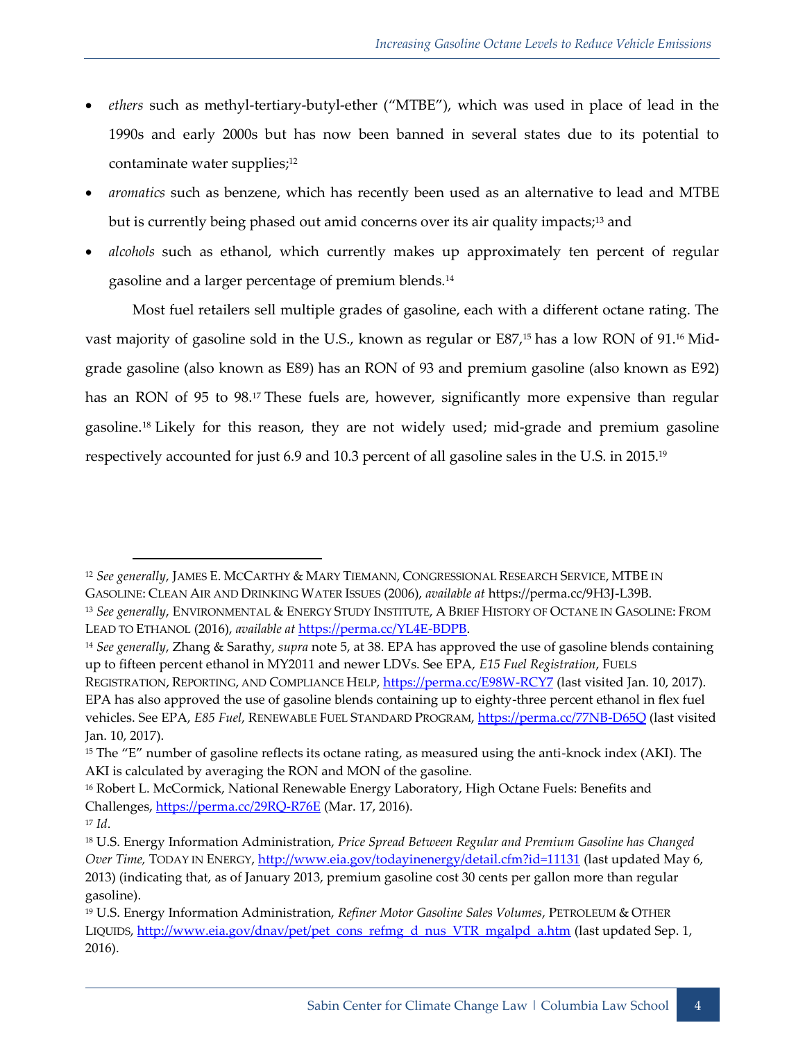- *ethers* such as methyl-tertiary-butyl-ether ("MTBE"), which was used in place of lead in the 1990s and early 2000s but has now been banned in several states due to its potential to contaminate water supplies;[12]
- *aromatics* such as benzene, which has recently been used as an alternative to lead and MTBE but is currently being phased out amid concerns over its air quality impacts;[13] and
- *alcohols* such as ethanol, which currently makes up approximately ten percent of regular gasoline and a larger percentage of premium blends.[14]

Most fuel retailers sell multiple grades of gasoline, each with a different octane rating. The vast majority of gasoline sold in the U.S., known as regular or E87,[15] has a low RON of 91.[16] Mid-grade gasoline (also known as E89) has an RON of 93 and premium gasoline (also known as E92) has an RON of 95 to 98.[17] These fuels are, however, significantly more expensive than regular gasoline.[18] Likely for this reason, they are not widely used; mid-grade and premium gasoline respectively accounted for just 6.9 and 10.3 percent of all gasoline sales in the U.S. in 2015.[19]

---

[12] *See generally*, JAMES E. MCCARTHY & MARY TIEMANN, CONGRESSIONAL RESEARCH SERVICE, MTBE IN GASOLINE: CLEAN AIR AND DRINKING WATER ISSUES (2006), *available at* https://perma.cc/9H3J-L39B.

[13] *See generally*, ENVIRONMENTAL & ENERGY STUDY INSTITUTE, A BRIEF HISTORY OF OCTANE IN GASOLINE: FROM LEAD TO ETHANOL (2016), *available at* https://perma.cc/YL4E-BDPB.

[14] *See generally*, Zhang & Sarathy, *supra* note 5, at 38. EPA has approved the use of gasoline blends containing up to fifteen percent ethanol in MY2011 and newer LDVs. See EPA, *E15 Fuel Registration*, FUELS REGISTRATION, REPORTING, AND COMPLIANCE HELP, https://perma.cc/E98W-RCY7 (last visited Jan. 10, 2017). EPA has also approved the use of gasoline blends containing up to eighty-three percent ethanol in flex fuel vehicles. See EPA, *E85 Fuel*, RENEWABLE FUEL STANDARD PROGRAM, https://perma.cc/77NB-D65Q (last visited Jan. 10, 2017).

[15] The "E" number of gasoline reflects its octane rating, as measured using the anti-knock index (AKI). The AKI is calculated by averaging the RON and MON of the gasoline.

[16] Robert L. McCormick, National Renewable Energy Laboratory, High Octane Fuels: Benefits and Challenges, https://perma.cc/29RQ-R76E (Mar. 17, 2016).

[17] *Id*.

[18] U.S. Energy Information Administration, *Price Spread Between Regular and Premium Gasoline has Changed Over Time,* TODAY IN ENERGY, http://www.eia.gov/todayinenergy/detail.cfm?id=11131 (last updated May 6, 2013) (indicating that, as of January 2013, premium gasoline cost 30 cents per gallon more than regular gasoline).

[19] U.S. Energy Information Administration, *Refiner Motor Gasoline Sales Volumes*, PETROLEUM & OTHER LIQUIDS, http://www.eia.gov/dnav/pet/pet_cons_refmg_d_nus_VTR_mgalpd_a.htm (last updated Sep. 1, 2016).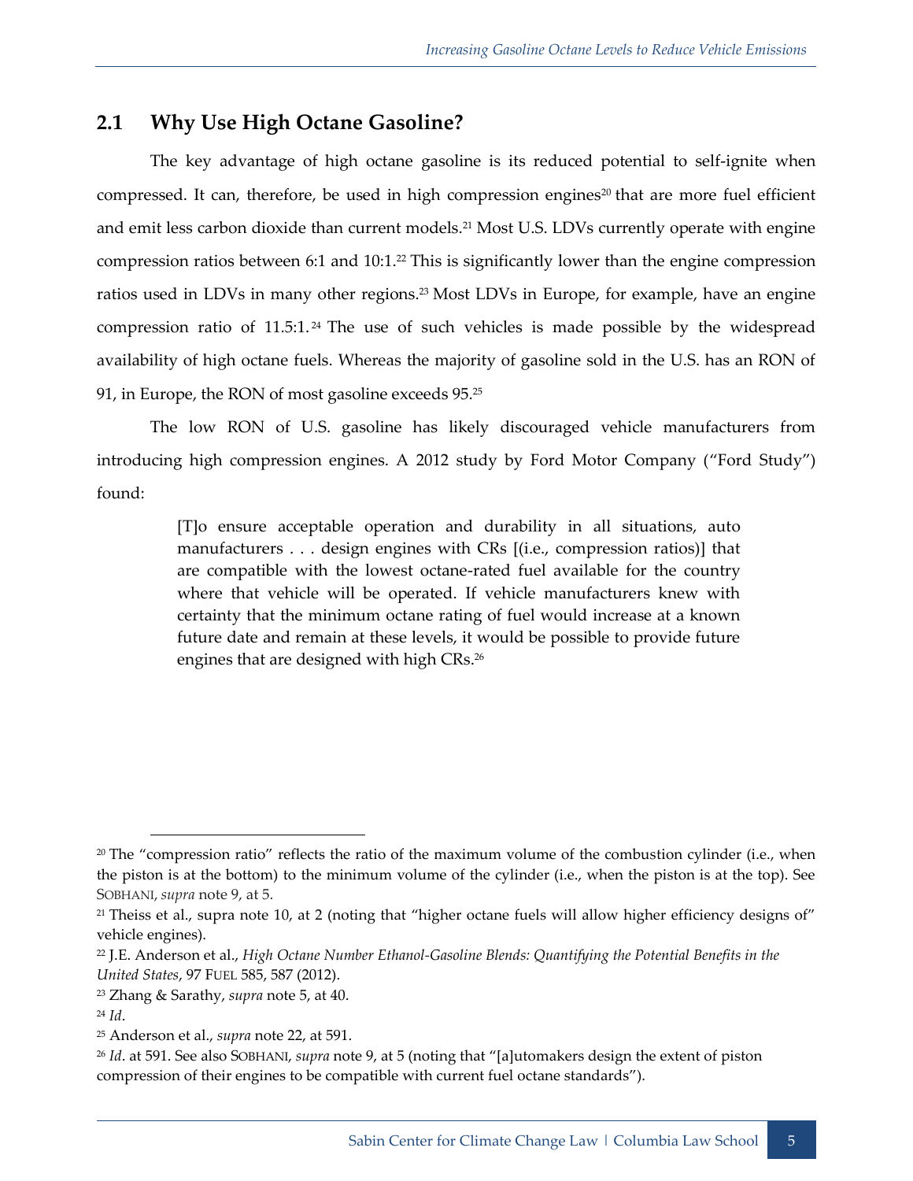## 2.1 Why Use High Octane Gasoline?

The key advantage of high octane gasoline is its reduced potential to self-ignite when compressed. It can, therefore, be used in high compression engines[20] that are more fuel efficient and emit less carbon dioxide than current models.[21] Most U.S. LDVs currently operate with engine compression ratios between 6:1 and 10:1.[22] This is significantly lower than the engine compression ratios used in LDVs in many other regions.[23] Most LDVs in Europe, for example, have an engine compression ratio of 11.5:1.[24] The use of such vehicles is made possible by the widespread availability of high octane fuels. Whereas the majority of gasoline sold in the U.S. has an RON of 91, in Europe, the RON of most gasoline exceeds 95.[25]

The low RON of U.S. gasoline has likely discouraged vehicle manufacturers from introducing high compression engines. A 2012 study by Ford Motor Company ("Ford Study") found:

> [T]o ensure acceptable operation and durability in all situations, auto manufacturers . . . design engines with CRs [(i.e., compression ratios)] that are compatible with the lowest octane-rated fuel available for the country where that vehicle will be operated. If vehicle manufacturers knew with certainty that the minimum octane rating of fuel would increase at a known future date and remain at these levels, it would be possible to provide future engines that are designed with high CRs.[26]

---

[20] The "compression ratio" reflects the ratio of the maximum volume of the combustion cylinder (i.e., when the piston is at the bottom) to the minimum volume of the cylinder (i.e., when the piston is at the top). See SOBHANI, *supra* note 9, at 5.

[21] Theiss et al., supra note 10, at 2 (noting that "higher octane fuels will allow higher efficiency designs of" vehicle engines).

[22] J.E. Anderson et al., *High Octane Number Ethanol-Gasoline Blends: Quantifying the Potential Benefits in the United States*, 97 FUEL 585, 587 (2012).

[23] Zhang & Sarathy, *supra* note 5, at 40.

[24] *Id*.

[25] Anderson et al., *supra* note 22, at 591.

[26] *Id*. at 591. See also SOBHANI, *supra* note 9, at 5 (noting that "[a]utomakers design the extent of piston compression of their engines to be compatible with current fuel octane standards").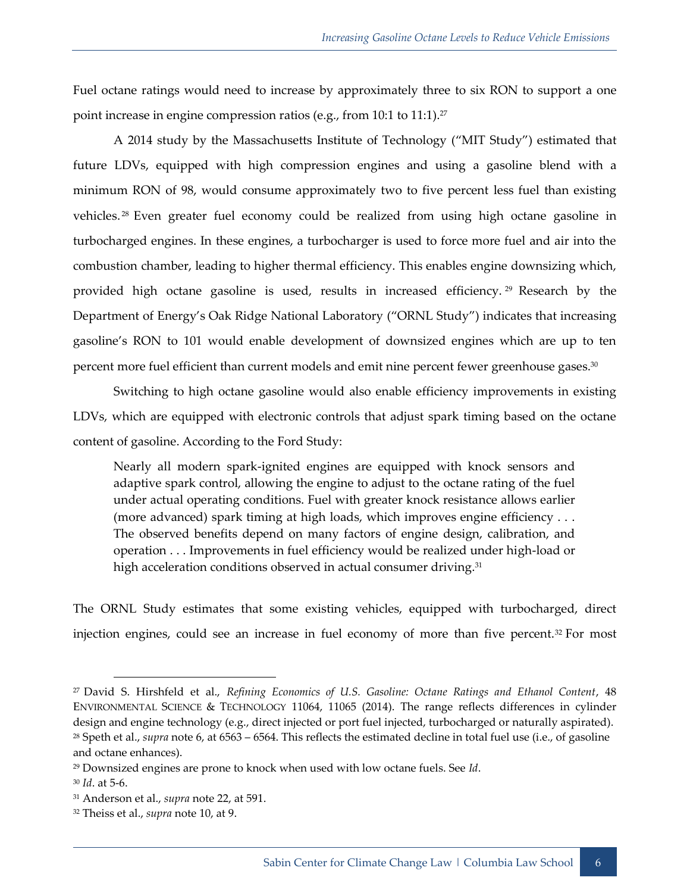Fuel octane ratings would need to increase by approximately three to six RON to support a one point increase in engine compression ratios (e.g., from 10:1 to 11:1).[27]

A 2014 study by the Massachusetts Institute of Technology ("MIT Study") estimated that future LDVs, equipped with high compression engines and using a gasoline blend with a minimum RON of 98, would consume approximately two to five percent less fuel than existing vehicles.[28] Even greater fuel economy could be realized from using high octane gasoline in turbocharged engines. In these engines, a turbocharger is used to force more fuel and air into the combustion chamber, leading to higher thermal efficiency. This enables engine downsizing which, provided high octane gasoline is used, results in increased efficiency.[29] Research by the Department of Energy's Oak Ridge National Laboratory ("ORNL Study") indicates that increasing gasoline's RON to 101 would enable development of downsized engines which are up to ten percent more fuel efficient than current models and emit nine percent fewer greenhouse gases.[30]

Switching to high octane gasoline would also enable efficiency improvements in existing LDVs, which are equipped with electronic controls that adjust spark timing based on the octane content of gasoline. According to the Ford Study:

> Nearly all modern spark-ignited engines are equipped with knock sensors and adaptive spark control, allowing the engine to adjust to the octane rating of the fuel under actual operating conditions. Fuel with greater knock resistance allows earlier (more advanced) spark timing at high loads, which improves engine efficiency . . . The observed benefits depend on many factors of engine design, calibration, and operation . . . Improvements in fuel efficiency would be realized under high-load or high acceleration conditions observed in actual consumer driving.[31]

The ORNL Study estimates that some existing vehicles, equipped with turbocharged, direct injection engines, could see an increase in fuel economy of more than five percent.[32] For most

---

[27] David S. Hirshfeld et al., *Refining Economics of U.S. Gasoline: Octane Ratings and Ethanol Content*, 48 ENVIRONMENTAL SCIENCE & TECHNOLOGY 11064, 11065 (2014). The range reflects differences in cylinder design and engine technology (e.g., direct injected or port fuel injected, turbocharged or naturally aspirated).

[28] Speth et al., *supra* note 6, at 6563 – 6564. This reflects the estimated decline in total fuel use (i.e., of gasoline and octane enhances).

[29] Downsized engines are prone to knock when used with low octane fuels. See *Id*.

[30] *Id*. at 5-6.

[31] Anderson et al., *supra* note 22, at 591.

[32] Theiss et al., *supra* note 10, at 9.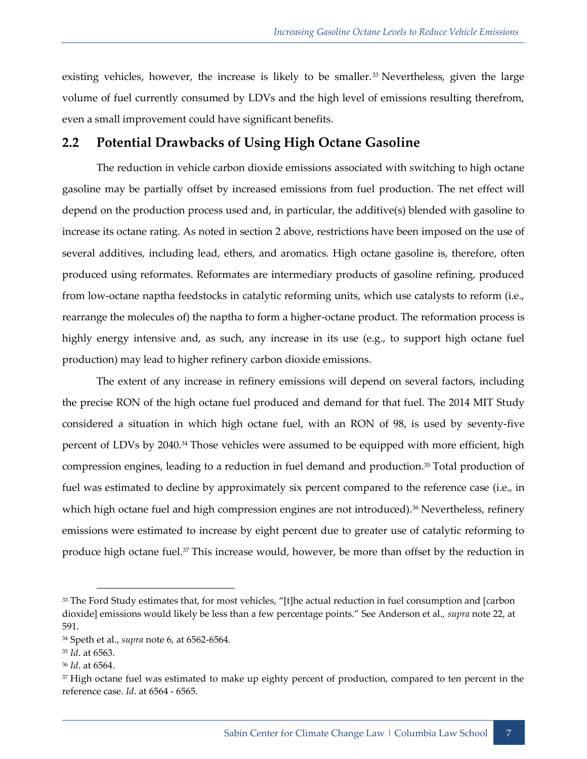existing vehicles, however, the increase is likely to be smaller.[33] Nevertheless, given the large volume of fuel currently consumed by LDVs and the high level of emissions resulting therefrom, even a small improvement could have significant benefits.

## 2.2 Potential Drawbacks of Using High Octane Gasoline

The reduction in vehicle carbon dioxide emissions associated with switching to high octane gasoline may be partially offset by increased emissions from fuel production. The net effect will depend on the production process used and, in particular, the additive(s) blended with gasoline to increase its octane rating. As noted in section 2 above, restrictions have been imposed on the use of several additives, including lead, ethers, and aromatics. High octane gasoline is, therefore, often produced using reformates. Reformates are intermediary products of gasoline refining, produced from low-octane naptha feedstocks in catalytic reforming units, which use catalysts to reform (i.e., rearrange the molecules of) the naptha to form a higher-octane product. The reformation process is highly energy intensive and, as such, any increase in its use (e.g., to support high octane fuel production) may lead to higher refinery carbon dioxide emissions.

The extent of any increase in refinery emissions will depend on several factors, including the precise RON of the high octane fuel produced and demand for that fuel. The 2014 MIT Study considered a situation in which high octane fuel, with an RON of 98, is used by seventy-five percent of LDVs by 2040.[34] Those vehicles were assumed to be equipped with more efficient, high compression engines, leading to a reduction in fuel demand and production.[35] Total production of fuel was estimated to decline by approximately six percent compared to the reference case (i.e., in which high octane fuel and high compression engines are not introduced).[36] Nevertheless, refinery emissions were estimated to increase by eight percent due to greater use of catalytic reforming to produce high octane fuel.[37] This increase would, however, be more than offset by the reduction in

---

[33] The Ford Study estimates that, for most vehicles, "[t]he actual reduction in fuel consumption and [carbon dioxide] emissions would likely be less than a few percentage points." See Anderson et al., *supra* note 22, at 591.

[34] Speth et al., *supra* note 6, at 6562-6564.

[35] *Id*. at 6563.

[36] *Id*. at 6564.

[37] High octane fuel was estimated to make up eighty percent of production, compared to ten percent in the reference case. *Id*. at 6564 - 6565.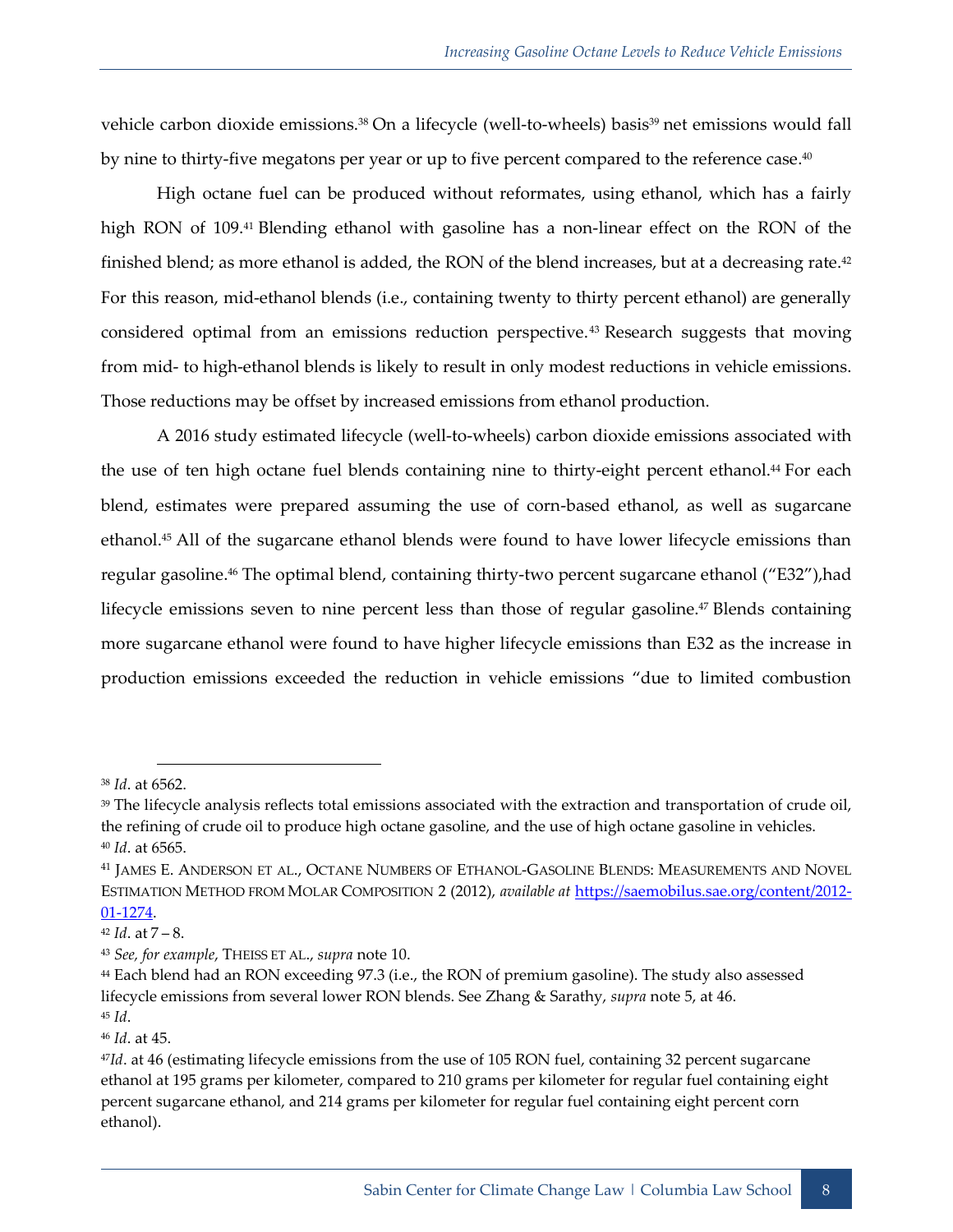vehicle carbon dioxide emissions.[38] On a lifecycle (well-to-wheels) basis[39] net emissions would fall by nine to thirty-five megatons per year or up to five percent compared to the reference case.[40]

High octane fuel can be produced without reformates, using ethanol, which has a fairly high RON of 109.[41] Blending ethanol with gasoline has a non-linear effect on the RON of the finished blend; as more ethanol is added, the RON of the blend increases, but at a decreasing rate.[42] For this reason, mid-ethanol blends (i.e., containing twenty to thirty percent ethanol) are generally considered optimal from an emissions reduction perspective.[43] Research suggests that moving from mid- to high-ethanol blends is likely to result in only modest reductions in vehicle emissions. Those reductions may be offset by increased emissions from ethanol production.

A 2016 study estimated lifecycle (well-to-wheels) carbon dioxide emissions associated with the use of ten high octane fuel blends containing nine to thirty-eight percent ethanol.[44] For each blend, estimates were prepared assuming the use of corn-based ethanol, as well as sugarcane ethanol.[45] All of the sugarcane ethanol blends were found to have lower lifecycle emissions than regular gasoline.[46] The optimal blend, containing thirty-two percent sugarcane ethanol ("E32"),had lifecycle emissions seven to nine percent less than those of regular gasoline.[47] Blends containing more sugarcane ethanol were found to have higher lifecycle emissions than E32 as the increase in production emissions exceeded the reduction in vehicle emissions "due to limited combustion

---

[38] *Id*. at 6562.

[39] The lifecycle analysis reflects total emissions associated with the extraction and transportation of crude oil, the refining of crude oil to produce high octane gasoline, and the use of high octane gasoline in vehicles.

[40] *Id*. at 6565.

[41] JAMES E. ANDERSON ET AL., OCTANE NUMBERS OF ETHANOL-GASOLINE BLENDS: MEASUREMENTS AND NOVEL ESTIMATION METHOD FROM MOLAR COMPOSITION 2 (2012), *available at* https://saemobilus.sae.org/content/2012-01-1274.

[42] *Id*. at 7 – 8.

[43] *See, for example*, THEISS ET AL., *supra* note 10.

[44] Each blend had an RON exceeding 97.3 (i.e., the RON of premium gasoline). The study also assessed lifecycle emissions from several lower RON blends. See Zhang & Sarathy, *supra* note 5, at 46.

[45] *Id*.

[46] *Id*. at 45.

[47] *Id*. at 46 (estimating lifecycle emissions from the use of 105 RON fuel, containing 32 percent sugarcane ethanol at 195 grams per kilometer, compared to 210 grams per kilometer for regular fuel containing eight percent sugarcane ethanol, and 214 grams per kilometer for regular fuel containing eight percent corn ethanol).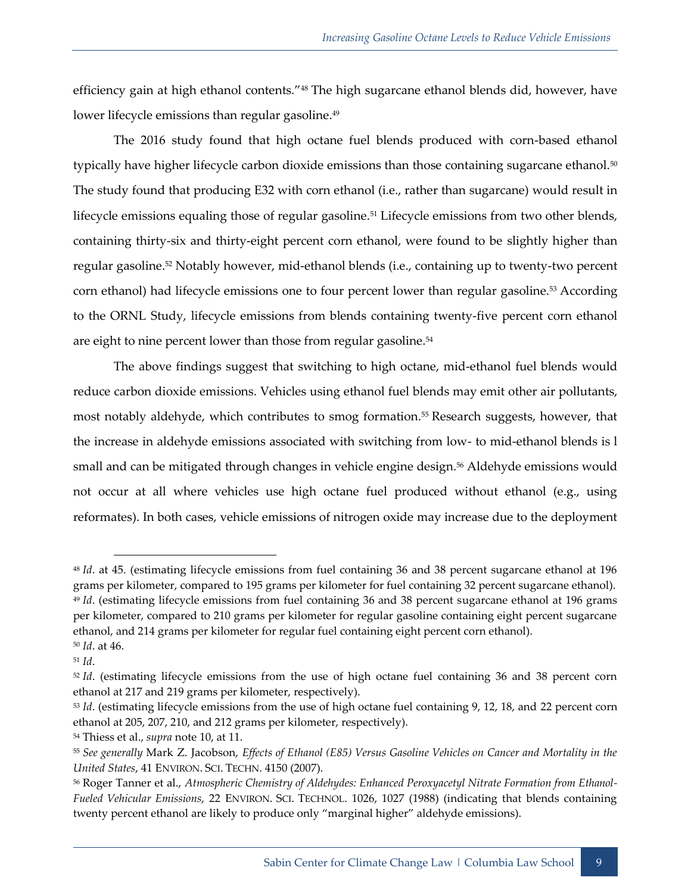efficiency gain at high ethanol contents."[48] The high sugarcane ethanol blends did, however, have lower lifecycle emissions than regular gasoline.[49]

The 2016 study found that high octane fuel blends produced with corn-based ethanol typically have higher lifecycle carbon dioxide emissions than those containing sugarcane ethanol.[50] The study found that producing E32 with corn ethanol (i.e., rather than sugarcane) would result in lifecycle emissions equaling those of regular gasoline.[51] Lifecycle emissions from two other blends, containing thirty-six and thirty-eight percent corn ethanol, were found to be slightly higher than regular gasoline.[52] Notably however, mid-ethanol blends (i.e., containing up to twenty-two percent corn ethanol) had lifecycle emissions one to four percent lower than regular gasoline.[53] According to the ORNL Study, lifecycle emissions from blends containing twenty-five percent corn ethanol are eight to nine percent lower than those from regular gasoline.[54]

The above findings suggest that switching to high octane, mid-ethanol fuel blends would reduce carbon dioxide emissions. Vehicles using ethanol fuel blends may emit other air pollutants, most notably aldehyde, which contributes to smog formation.[55] Research suggests, however, that the increase in aldehyde emissions associated with switching from low- to mid-ethanol blends is l small and can be mitigated through changes in vehicle engine design.[56] Aldehyde emissions would not occur at all where vehicles use high octane fuel produced without ethanol (e.g., using reformates). In both cases, vehicle emissions of nitrogen oxide may increase due to the deployment

---

[48] *Id*. at 45. (estimating lifecycle emissions from fuel containing 36 and 38 percent sugarcane ethanol at 196 grams per kilometer, compared to 195 grams per kilometer for fuel containing 32 percent sugarcane ethanol).

[49] *Id*. (estimating lifecycle emissions from fuel containing 36 and 38 percent sugarcane ethanol at 196 grams per kilometer, compared to 210 grams per kilometer for regular gasoline containing eight percent sugarcane ethanol, and 214 grams per kilometer for regular fuel containing eight percent corn ethanol).

[50] *Id*. at 46.

[51] *Id*.

[52] *Id*. (estimating lifecycle emissions from the use of high octane fuel containing 36 and 38 percent corn ethanol at 217 and 219 grams per kilometer, respectively).

[53] *Id*. (estimating lifecycle emissions from the use of high octane fuel containing 9, 12, 18, and 22 percent corn ethanol at 205, 207, 210, and 212 grams per kilometer, respectively).

[54] Thiess et al., *supra* note 10, at 11.

[55] *See generally* Mark Z. Jacobson, *Effects of Ethanol (E85) Versus Gasoline Vehicles on Cancer and Mortality in the United States*, 41 ENVIRON. SCI. TECHN. 4150 (2007).

[56] Roger Tanner et al., *Atmospheric Chemistry of Aldehydes: Enhanced Peroxyacetyl Nitrate Formation from Ethanol-Fueled Vehicular Emissions*, 22 ENVIRON. SCI. TECHNOL. 1026, 1027 (1988) (indicating that blends containing twenty percent ethanol are likely to produce only "marginal higher" aldehyde emissions).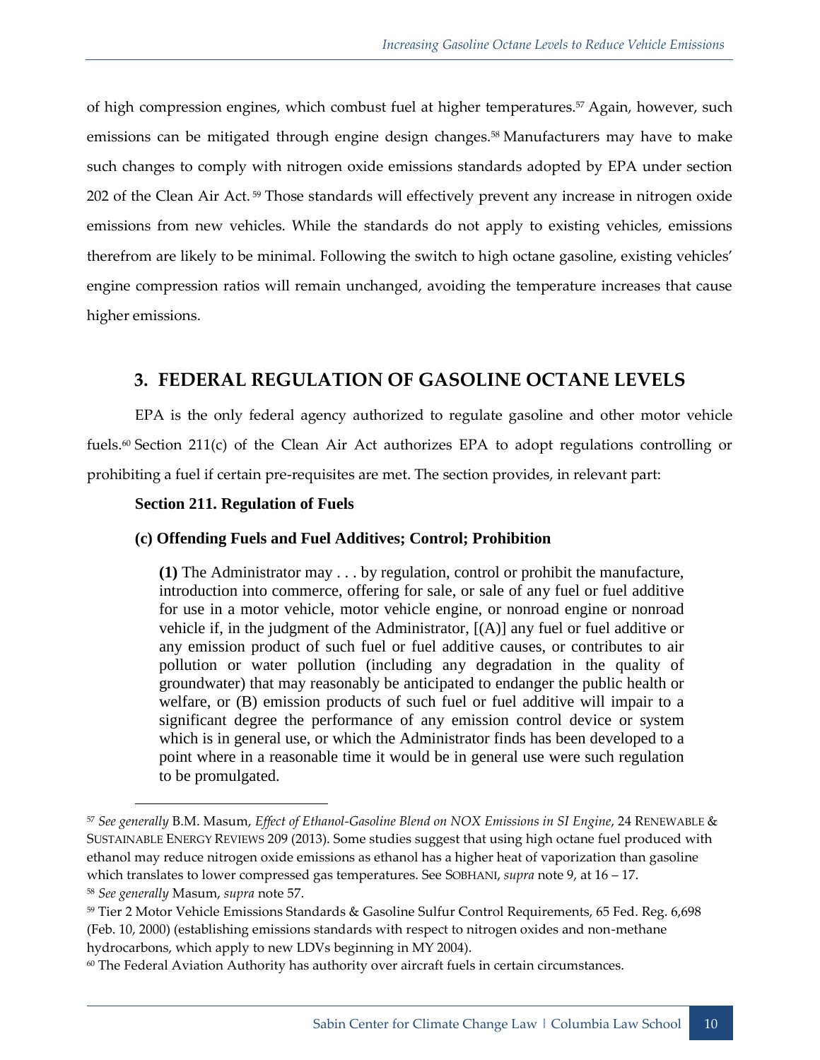of high compression engines, which combust fuel at higher temperatures.[57] Again, however, such emissions can be mitigated through engine design changes.[58] Manufacturers may have to make such changes to comply with nitrogen oxide emissions standards adopted by EPA under section 202 of the Clean Air Act.[59] Those standards will effectively prevent any increase in nitrogen oxide emissions from new vehicles. While the standards do not apply to existing vehicles, emissions therefrom are likely to be minimal. Following the switch to high octane gasoline, existing vehicles' engine compression ratios will remain unchanged, avoiding the temperature increases that cause higher emissions.

## 3. FEDERAL REGULATION OF GASOLINE OCTANE LEVELS

EPA is the only federal agency authorized to regulate gasoline and other motor vehicle fuels.[60] Section 211(c) of the Clean Air Act authorizes EPA to adopt regulations controlling or prohibiting a fuel if certain pre-requisites are met. The section provides, in relevant part:

**Section 211. Regulation of Fuels**

**(c) Offending Fuels and Fuel Additives; Control; Prohibition**

> **(1)** The Administrator may . . . by regulation, control or prohibit the manufacture, introduction into commerce, offering for sale, or sale of any fuel or fuel additive for use in a motor vehicle, motor vehicle engine, or nonroad engine or nonroad vehicle if, in the judgment of the Administrator, [(A)] any fuel or fuel additive or any emission product of such fuel or fuel additive causes, or contributes to air pollution or water pollution (including any degradation in the quality of groundwater) that may reasonably be anticipated to endanger the public health or welfare, or (B) emission products of such fuel or fuel additive will impair to a significant degree the performance of any emission control device or system which is in general use, or which the Administrator finds has been developed to a point where in a reasonable time it would be in general use were such regulation to be promulgated.

---

[57] *See generally* B.M. Masum, *Effect of Ethanol-Gasoline Blend on NOX Emissions in SI Engine*, 24 RENEWABLE & SUSTAINABLE ENERGY REVIEWS 209 (2013). Some studies suggest that using high octane fuel produced with ethanol may reduce nitrogen oxide emissions as ethanol has a higher heat of vaporization than gasoline which translates to lower compressed gas temperatures. See SOBHANI, *supra* note 9, at 16 – 17.

[58] *See generally* Masum, *supra* note 57.

[59] Tier 2 Vehicle Emissions Standards & Gasoline Sulfur Control Requirements, 65 Fed. Reg. 6,698 (Feb. 10, 2000) (establishing emissions standards with respect to nitrogen oxides and non-methane hydrocarbons, which apply to new LDVs beginning in MY 2004).

[60] The Federal Aviation Authority has authority over aircraft fuels in certain circumstances.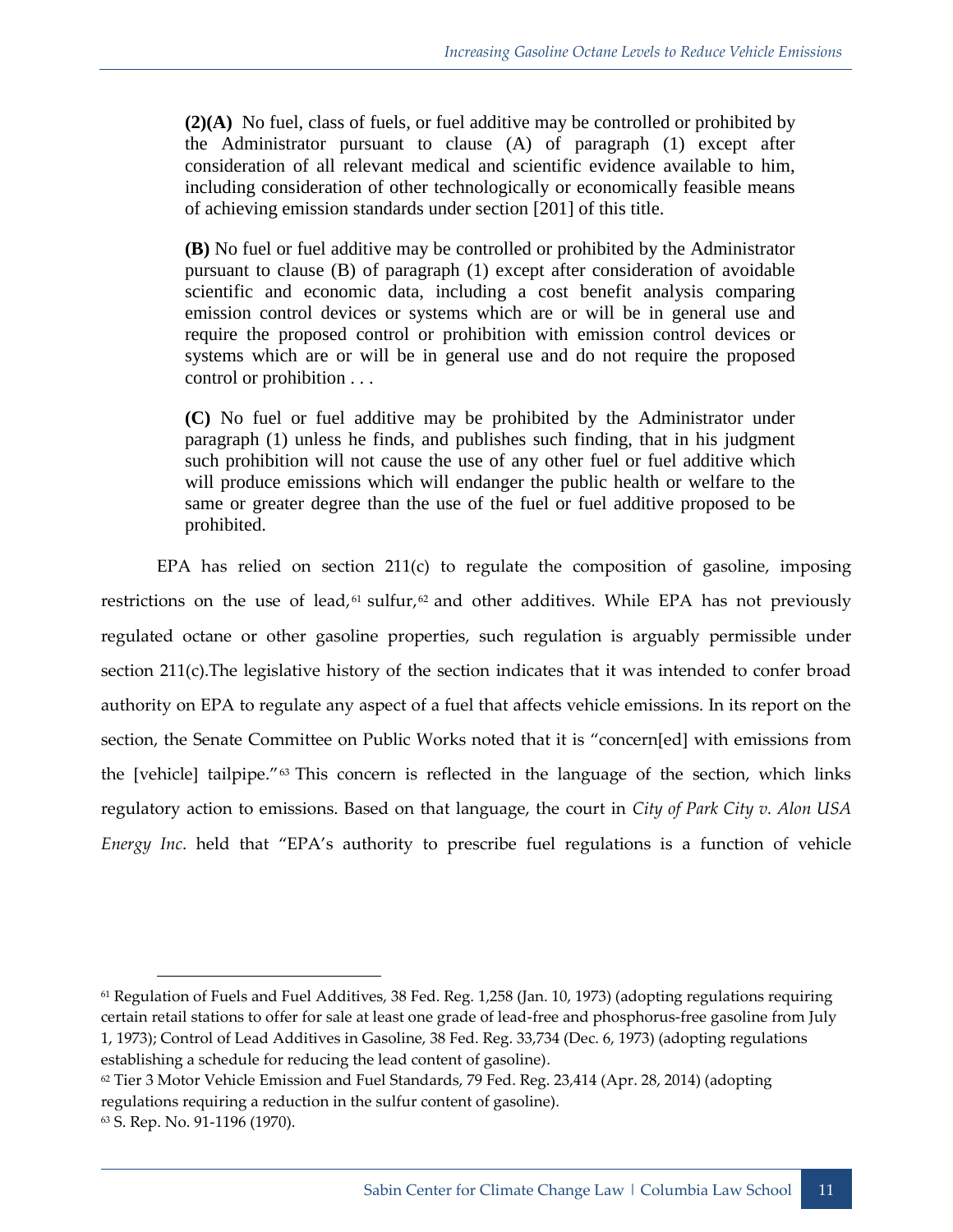> **(2)(A)** No fuel, class of fuels, or fuel additive may be controlled or prohibited by the Administrator pursuant to clause (A) of paragraph (1) except after consideration of all relevant medical and scientific evidence available to him, including consideration of other technologically or economically feasible means of achieving emission standards under section [201] of this title.
>
> **(B)** No fuel or fuel additive may be controlled or prohibited by the Administrator pursuant to clause (B) of paragraph (1) except after consideration of avoidable scientific and economic data, including a cost benefit analysis comparing emission control devices or systems which are or will be in general use and require the proposed control or prohibition with emission control devices or systems which are or will be in general use and do not require the proposed control or prohibition . . .
>
> **(C)** No fuel or fuel additive may be prohibited by the Administrator under paragraph (1) unless he finds, and publishes such finding, that in his judgment such prohibition will not cause the use of any other fuel or fuel additive which will produce emissions which will endanger the public health or welfare to the same or greater degree than the use of the fuel or fuel additive proposed to be prohibited.

EPA has relied on section 211(c) to regulate the composition of gasoline, imposing restrictions on the use of lead,[61] sulfur,[62] and other additives. While EPA has not previously regulated octane or other gasoline properties, such regulation is arguably permissible under section 211(c).The legislative history of the section indicates that it was intended to confer broad authority on EPA to regulate any aspect of a fuel that affects vehicle emissions. In its report on the section, the Senate Committee on Public Works noted that it is "concern[ed] with emissions from the [vehicle] tailpipe."[63] This concern is reflected in the language of the section, which links regulatory action to emissions. Based on that language, the court in *City of Park City v. Alon USA Energy Inc*. held that "EPA's authority to prescribe fuel regulations is a function of vehicle

---

[61] Regulation of Fuels and Fuel Additives, 38 Fed. Reg. 1,258 (Jan. 10, 1973) (adopting regulations requiring certain retail stations to offer for sale at least one grade of lead-free and phosphorus-free gasoline from July 1, 1973); Control of Lead Additives in Gasoline, 38 Fed. Reg. 33,734 (Dec. 6, 1973) (adopting regulations establishing a schedule for reducing the lead content of gasoline).

[62] Tier 3 Motor Vehicle Emission and Fuel Standards, 79 Fed. Reg. 23,414 (Apr. 28, 2014) (adopting regulations requiring a reduction in the sulfur content of gasoline).

[63] S. Rep. No. 91-1196 (1970).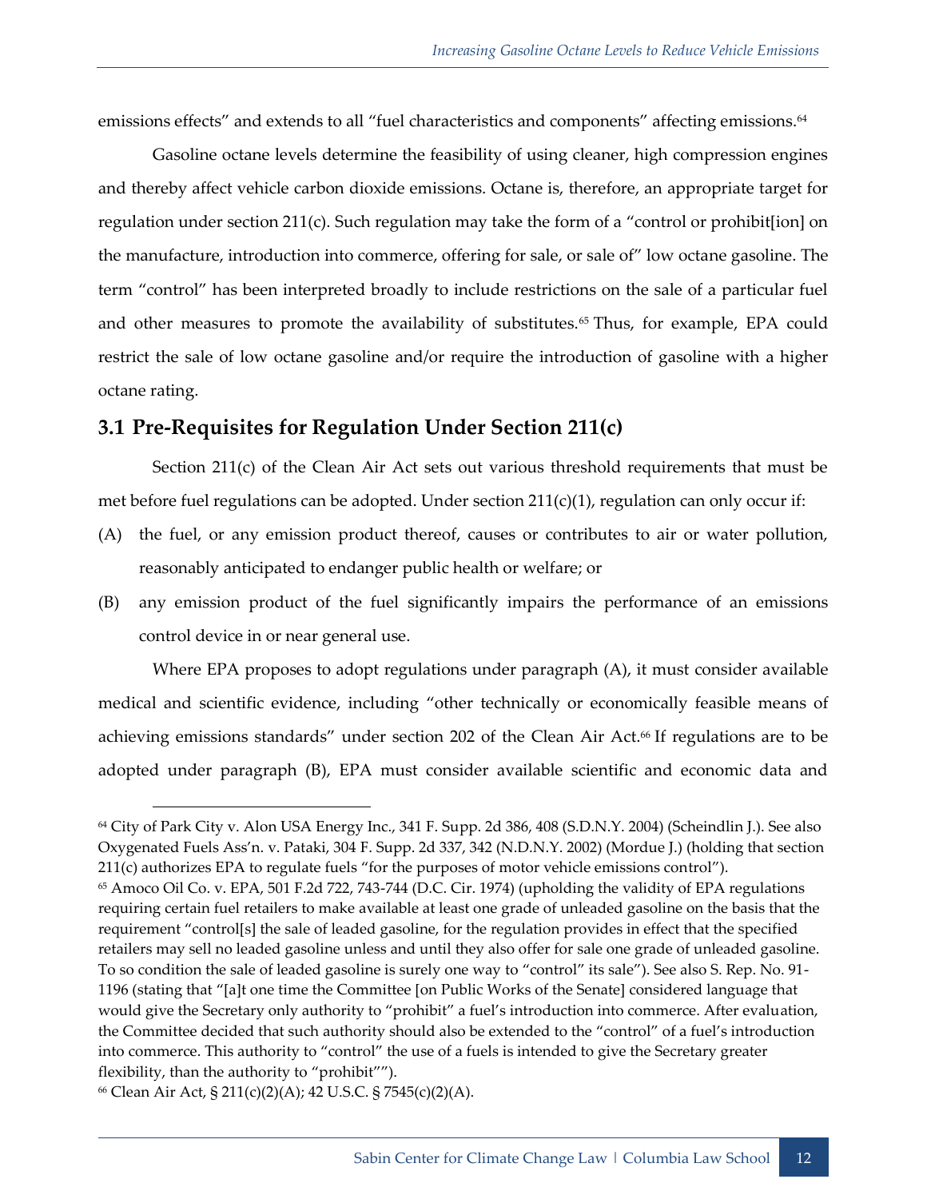emissions effects" and extends to all "fuel characteristics and components" affecting emissions.[64]

Gasoline octane levels determine the feasibility of using cleaner, high compression engines and thereby affect vehicle carbon dioxide emissions. Octane is, therefore, an appropriate target for regulation under section 211(c). Such regulation may take the form of a "control or prohibit[ion] on the manufacture, introduction into commerce, offering for sale, or sale of" low octane gasoline. The term "control" has been interpreted broadly to include restrictions on the sale of a particular fuel and other measures to promote the availability of substitutes.[65] Thus, for example, EPA could restrict the sale of low octane gasoline and/or require the introduction of gasoline with a higher octane rating.

## 3.1 Pre-Requisites for Regulation Under Section 211(c)

Section 211(c) of the Clean Air Act sets out various threshold requirements that must be met before fuel regulations can be adopted. Under section 211(c)(1), regulation can only occur if:

(A) the fuel, or any emission product thereof, causes or contributes to air or water pollution, reasonably anticipated to endanger public health or welfare; or

(B) any emission product of the fuel significantly impairs the performance of an emissions control device in or near general use.

Where EPA proposes to adopt regulations under paragraph (A), it must consider available medical and scientific evidence, including "other technically or economically feasible means of achieving emissions standards" under section 202 of the Clean Air Act.[66] If regulations are to be adopted under paragraph (B), EPA must consider available scientific and economic data and

---

[64] City of Park City v. Alon USA Energy Inc., 341 F. Supp. 2d 386, 408 (S.D.N.Y. 2004) (Scheindlin J.). See also Oxygenated Fuels Ass'n. v. Pataki, 304 F. Supp. 2d 337, 342 (N.D.N.Y. 2002) (Mordue J.) (holding that section 211(c) authorizes EPA to regulate fuels "for the purposes of motor vehicle emissions control").

[65] Amoco Oil Co. v. EPA, 501 F.2d 722, 743-744 (D.C. Cir. 1974) (upholding the validity of EPA regulations requiring certain fuel retailers to make available at least one grade of unleaded gasoline on the basis that the requirement "control[s] the sale of leaded gasoline, for the regulation provides in effect that the specified retailers may sell no leaded gasoline unless and until they also offer for sale one grade of unleaded gasoline. To so condition the sale of leaded gasoline is surely one way to "control" its sale"). See also S. Rep. No. 91-1196 (stating that "[a]t one time the Committee [on Public Works of the Senate] considered language that would give the Secretary only authority to "prohibit" a fuel's introduction into commerce. After evaluation, the Committee decided that such authority should also be extended to the "control" of a fuel's introduction into commerce. This authority to "control" the use of a fuels is intended to give the Secretary greater flexibility, than the authority to "prohibit"").

[66] Clean Air Act, § 211(c)(2)(A); 42 U.S.C. § 7545(c)(2)(A).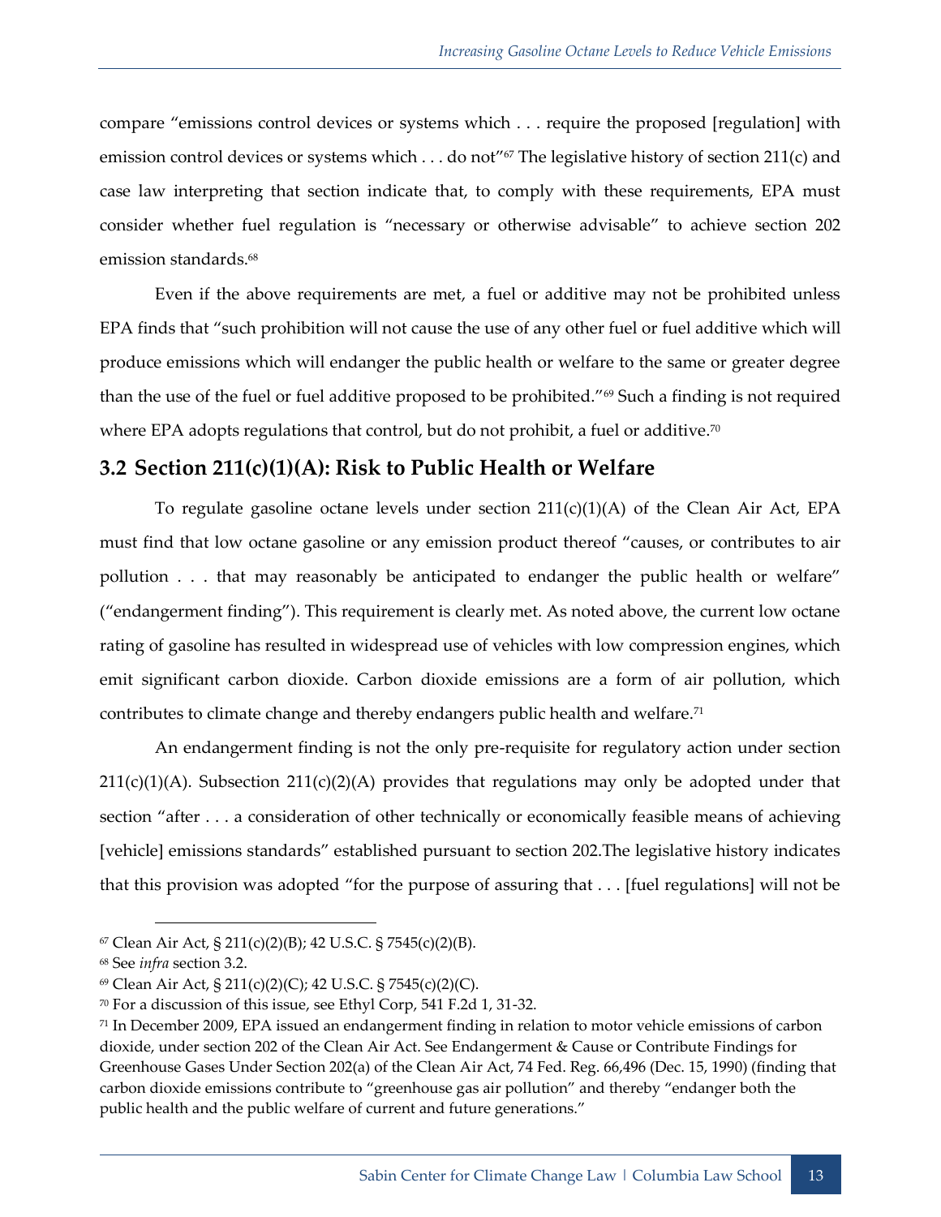compare "emissions control devices or systems which . . . require the proposed [regulation] with emission control devices or systems which . . . do not"[67] The legislative history of section 211(c) and case law interpreting that section indicate that, to comply with these requirements, EPA must consider whether fuel regulation is "necessary or otherwise advisable" to achieve section 202 emission standards.[68]

Even if the above requirements are met, a fuel or additive may not be prohibited unless EPA finds that "such prohibition will not cause the use of any other fuel or fuel additive which will produce emissions which will endanger the public health or welfare to the same or greater degree than the use of the fuel or fuel additive proposed to be prohibited."[69] Such a finding is not required where EPA adopts regulations that control, but do not prohibit, a fuel or additive.[70]

## 3.2 Section 211(c)(1)(A): Risk to Public Health or Welfare

To regulate gasoline octane levels under section 211(c)(1)(A) of the Clean Air Act, EPA must find that low octane gasoline or any emission product thereof "causes, or contributes to air pollution . . . that may reasonably be anticipated to endanger the public health or welfare" ("endangerment finding"). This requirement is clearly met. As noted above, the current low octane rating of gasoline has resulted in widespread use of vehicles with low compression engines, which emit significant carbon dioxide. Carbon dioxide emissions are a form of air pollution, which contributes to climate change and thereby endangers public health and welfare.[71]

An endangerment finding is not the only pre-requisite for regulatory action under section 211(c)(1)(A). Subsection 211(c)(2)(A) provides that regulations may only be adopted under that section "after . . . a consideration of other technically or economically feasible means of achieving [vehicle] emissions standards" established pursuant to section 202.The legislative history indicates that this provision was adopted "for the purpose of assuring that . . . [fuel regulations] will not be

---

[67] Clean Air Act, § 211(c)(2)(B); 42 U.S.C. § 7545(c)(2)(B).

[68] See *infra* section 3.2.

[69] Clean Air Act, § 211(c)(2)(C); 42 U.S.C. § 7545(c)(2)(C).

[70] For a discussion of this issue, see Ethyl Corp, 541 F.2d 1, 31-32.

[71] In December 2009, EPA issued an endangerment finding in relation to motor vehicle emissions of carbon dioxide, under section 202 of the Clean Air Act. See Endangerment & Cause or Contribute Findings for Greenhouse Gases Under Section 202(a) of the Clean Air Act, 74 Fed. Reg. 66,496 (Dec. 15, 1990) (finding that carbon dioxide emissions contribute to "greenhouse gas air pollution" and thereby "endanger both the public health and the public welfare of current and future generations."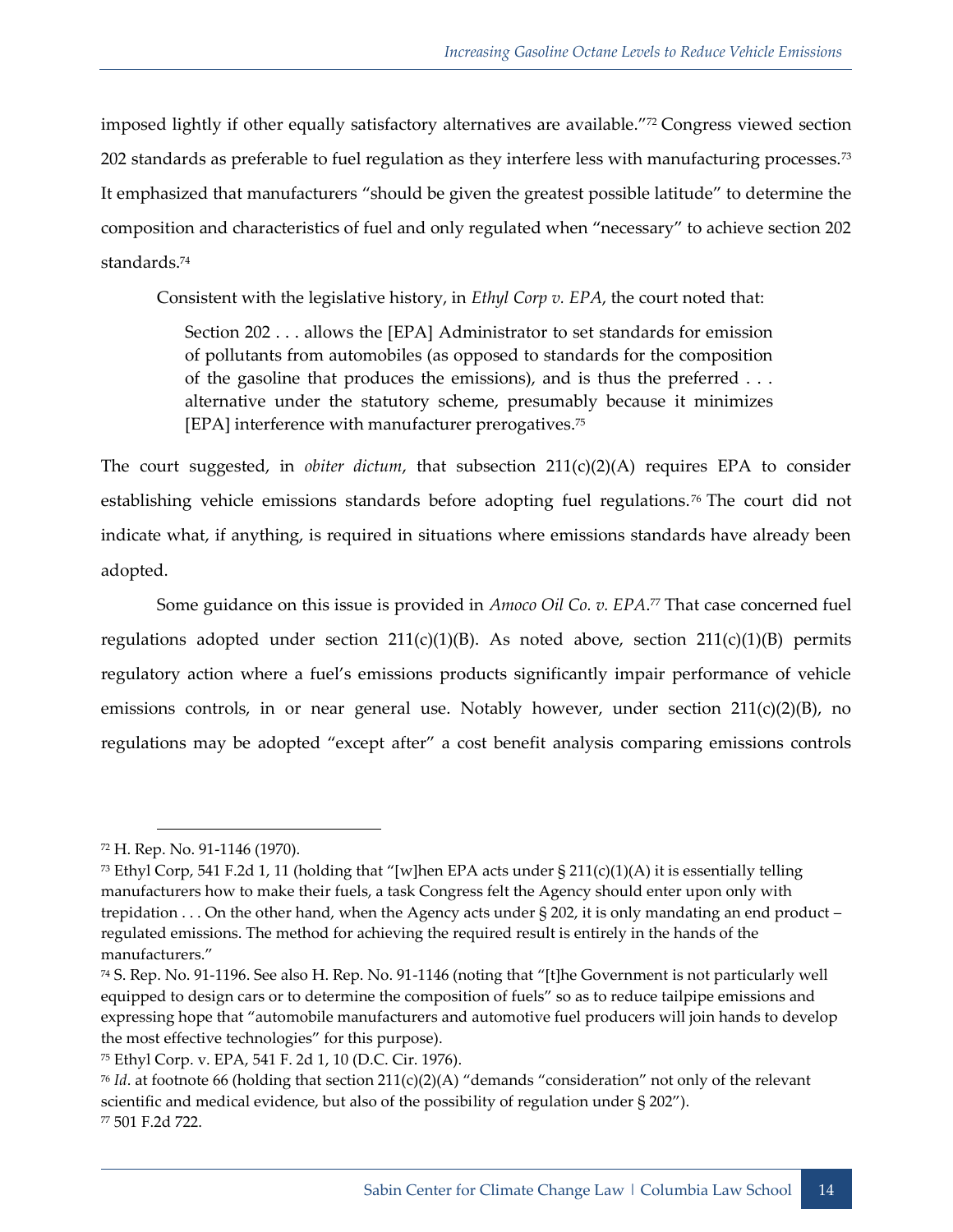imposed lightly if other equally satisfactory alternatives are available."[72] Congress viewed section 202 standards as preferable to fuel regulation as they interfere less with manufacturing processes.[73] It emphasized that manufacturers "should be given the greatest possible latitude" to determine the composition and characteristics of fuel and only regulated when "necessary" to achieve section 202 standards.[74]

Consistent with the legislative history, in *Ethyl Corp v. EPA*, the court noted that:

> Section 202 . . . allows the [EPA] Administrator to set standards for emission of pollutants from automobiles (as opposed to standards for the composition of the gasoline that produces the emissions), and is thus the preferred . . . alternative under the statutory scheme, presumably because it minimizes [EPA] interference with manufacturer prerogatives.[75]

The court suggested, in *obiter dictum*, that subsection 211(c)(2)(A) requires EPA to consider establishing vehicle emissions standards before adopting fuel regulations.[76] The court did not indicate what, if anything, is required in situations where emissions standards have already been adopted.

Some guidance on this issue is provided in *Amoco Oil Co. v. EPA*.[77] That case concerned fuel regulations adopted under section 211(c)(1)(B). As noted above, section 211(c)(1)(B) permits regulatory action where a fuel's emissions products significantly impair performance of vehicle emissions controls, in or near general use. Notably however, under section 211(c)(2)(B), no regulations may be adopted "except after" a cost benefit analysis comparing emissions controls

---

[72] H. Rep. No. 91-1146 (1970).

[73] Ethyl Corp, 541 F.2d 1, 11 (holding that "[w]hen EPA acts under § 211(c)(1)(A) it is essentially telling manufacturers how to make their fuels, a task Congress felt the Agency should enter upon only with trepidation . . . On the other hand, when the Agency acts under § 202, it is only mandating an end product – regulated emissions. The method for achieving the required result is entirely in the hands of the manufacturers."

[74] S. Rep. No. 91-1196. See also H. Rep. No. 91-1146 (noting that "[t]he Government is not particularly well equipped to design cars or to determine the composition of fuels" so as to reduce tailpipe emissions and expressing hope that "automobile manufacturers and automotive fuel producers will join hands to develop the most effective technologies" for this purpose).

[75] Ethyl Corp. v. EPA, 541 F. 2d 1, 10 (D.C. Cir. 1976).

[76] *Id*. at footnote 66 (holding that section 211(c)(2)(A) "demands "consideration" not only of the relevant scientific and medical evidence, but also of the possibility of regulation under § 202").

[77] 501 F.2d 722.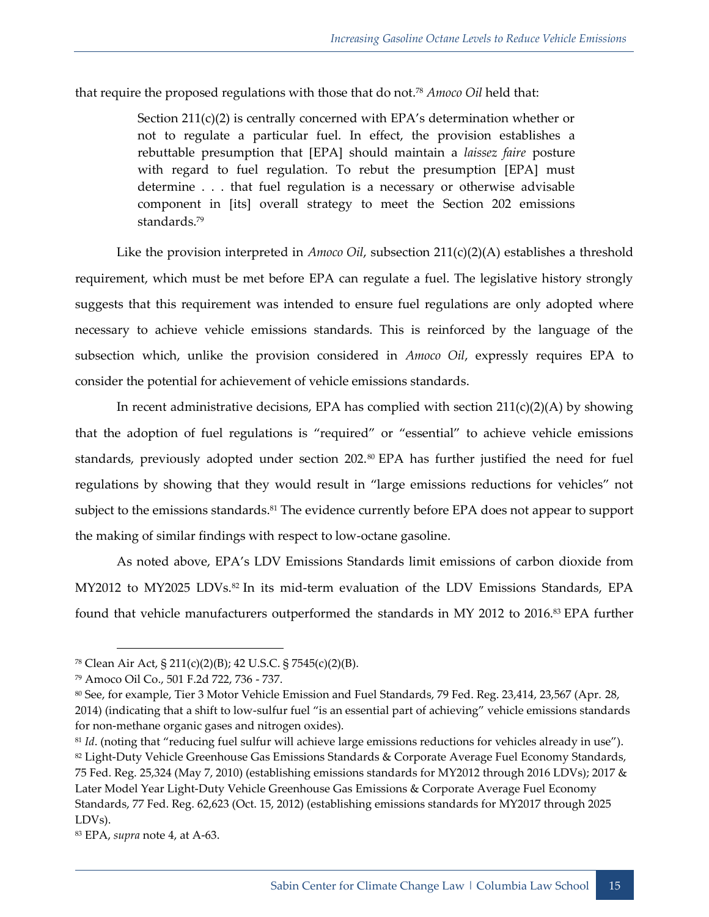that require the proposed regulations with those that do not.[78] *Amoco Oil* held that:

> Section 211(c)(2) is centrally concerned with EPA's determination whether or not to regulate a particular fuel. In effect, the provision establishes a rebuttable presumption that [EPA] should maintain a *laissez faire* posture with regard to fuel regulation. To rebut the presumption [EPA] must determine . . . that fuel regulation is a necessary or otherwise advisable component in [its] overall strategy to meet the Section 202 emissions standards.[79]

Like the provision interpreted in *Amoco Oil*, subsection 211(c)(2)(A) establishes a threshold requirement, which must be met before EPA can regulate a fuel. The legislative history strongly suggests that this requirement was intended to ensure fuel regulations are only adopted where necessary to achieve vehicle emissions standards. This is reinforced by the language of the subsection which, unlike the provision considered in *Amoco Oil*, expressly requires EPA to consider the potential for achievement of vehicle emissions standards.

In recent administrative decisions, EPA has complied with section 211(c)(2)(A) by showing that the adoption of fuel regulations is "required" or "essential" to achieve vehicle emissions standards, previously adopted under section 202.[80] EPA has further justified the need for fuel regulations by showing that they would result in "large emissions reductions for vehicles" not subject to the emissions standards.[81] The evidence currently before EPA does not appear to support the making of similar findings with respect to low-octane gasoline.

As noted above, EPA's LDV Emissions Standards limit emissions of carbon dioxide from MY2012 to MY2025 LDVs.[82] In its mid-term evaluation of the LDV Emissions Standards, EPA found that vehicle manufacturers outperformed the standards in MY 2012 to 2016.[83] EPA further

---

[78] Clean Air Act, § 211(c)(2)(B); 42 U.S.C. § 7545(c)(2)(B).

[79] Amoco Oil Co., 501 F.2d 722, 736 - 737.

[80] See, for example, Tier 3 Motor Vehicle Emission and Fuel Standards, 79 Fed. Reg. 23,414, 23,567 (Apr. 28, 2014) (indicating that a shift to low-sulfur fuel "is an essential part of achieving" vehicle emissions standards for non-methane organic gases and nitrogen oxides).

[81] *Id*. (noting that "reducing fuel sulfur will achieve large emissions reductions for vehicles already in use").

[82] Light-Duty Vehicle Greenhouse Gas Emissions Standards & Corporate Average Fuel Economy Standards, 75 Fed. Reg. 25,324 (May 7, 2010) (establishing emissions standards for MY2012 through 2016 LDVs); 2017 & Later Model Year Light-Duty Vehicle Greenhouse Gas Emissions & Corporate Average Fuel Economy Standards, 77 Fed. Reg. 62,623 (Oct. 15, 2012) (establishing emissions standards for MY2017 through 2025 LDVs).

[83] EPA, *supra* note 4, at A-63.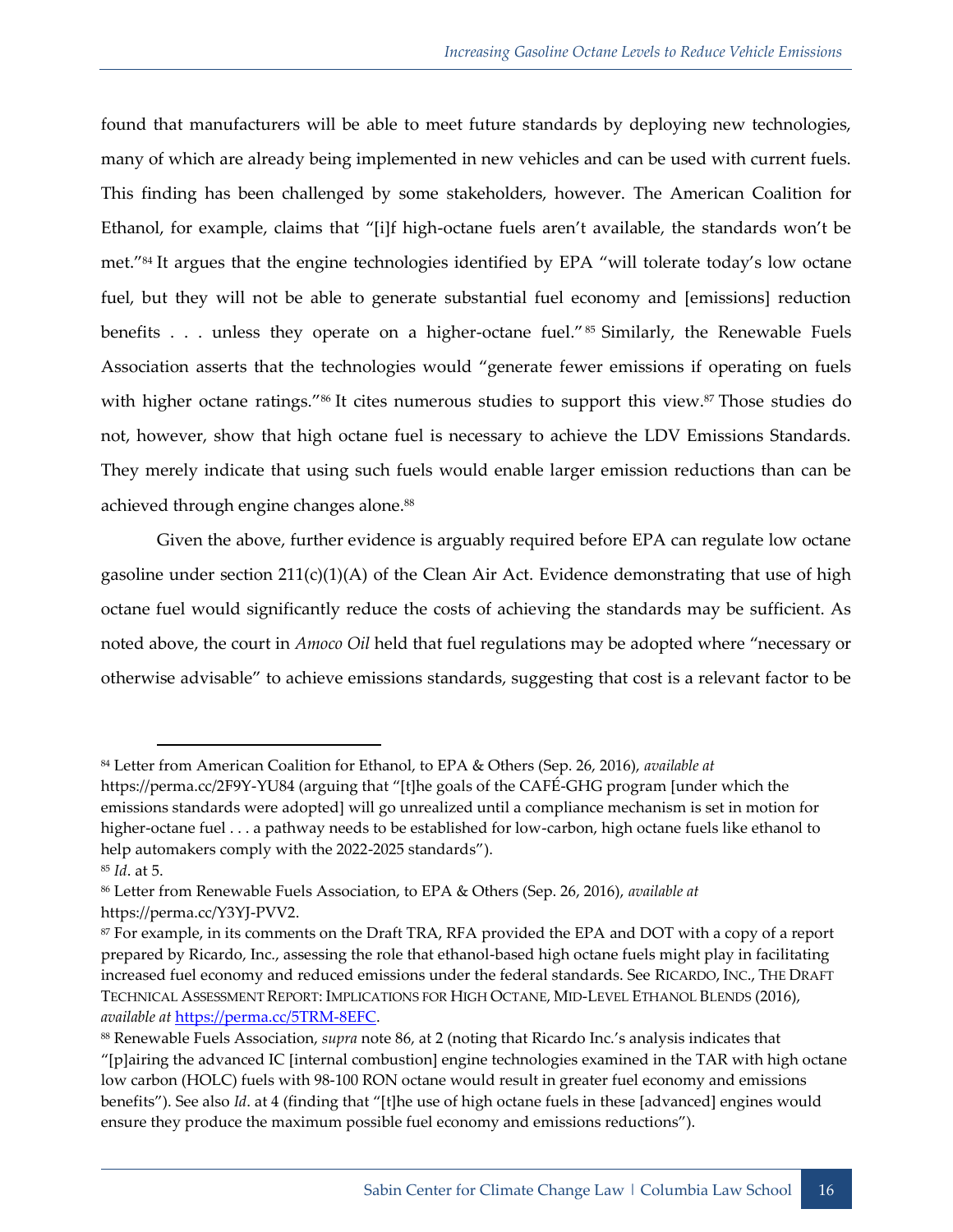found that manufacturers will be able to meet future standards by deploying new technologies, many of which are already being implemented in new vehicles and can be used with current fuels. This finding has been challenged by some stakeholders, however. The American Coalition for Ethanol, for example, claims that "[i]f high-octane fuels aren't available, the standards won't be met."[84] It argues that the engine technologies identified by EPA "will tolerate today's low octane fuel, but they will not be able to generate substantial fuel economy and [emissions] reduction benefits . . . unless they operate on a higher-octane fuel."[85] Similarly, the Renewable Fuels Association asserts that the technologies would "generate fewer emissions if operating on fuels with higher octane ratings."[86] It cites numerous studies to support this view.[87] Those studies do not, however, show that high octane fuel is necessary to achieve the LDV Emissions Standards. They merely indicate that using such fuels would enable larger emission reductions than can be achieved through engine changes alone.[88]

Given the above, further evidence is arguably required before EPA can regulate low octane gasoline under section 211(c)(1)(A) of the Clean Air Act. Evidence demonstrating that use of high octane fuel would significantly reduce the costs of achieving the standards may be sufficient. As noted above, the court in *Amoco Oil* held that fuel regulations may be adopted where "necessary or otherwise advisable" to achieve emissions standards, suggesting that cost is a relevant factor to be

---

[84] Letter from American Coalition for Ethanol, to EPA & Others (Sep. 26, 2016), *available at* https://perma.cc/2F9Y-YU84 (arguing that "[t]he goals of the CAFÉ-GHG program [under which the emissions standards were adopted] will go unrealized until a compliance mechanism is set in motion for higher-octane fuel . . . a pathway needs to be established for low-carbon, high octane fuels like ethanol to help automakers comply with the 2022-2025 standards").

[85] *Id*. at 5.

[86] Letter from Renewable Fuels Association, to EPA & Others (Sep. 26, 2016), *available at* https://perma.cc/Y3YJ-PVV2.

[87] For example, in its comments on the Draft TRA, RFA provided the EPA and DOT with a copy of a report prepared by Ricardo, Inc., assessing the role that ethanol-based high octane fuels might play in facilitating increased fuel economy and reduced emissions under the federal standards. See RICARDO, INC., THE DRAFT TECHNICAL ASSESSMENT REPORT: IMPLICATIONS FOR HIGH OCTANE, MID-LEVEL ETHANOL BLENDS (2016), *available at* https://perma.cc/5TRM-8EFC.

[88] Renewable Fuels Association, *supra* note 86, at 2 (noting that Ricardo Inc.'s analysis indicates that "[p]airing the advanced IC [internal combustion] engine technologies examined in the TAR with high octane low carbon (HOLC) fuels with 98-100 RON octane would result in greater fuel economy and emissions benefits"). See also *Id*. at 4 (finding that "[t]he use of high octane fuels in these [advanced] engines would ensure they produce the maximum possible fuel economy and emissions reductions").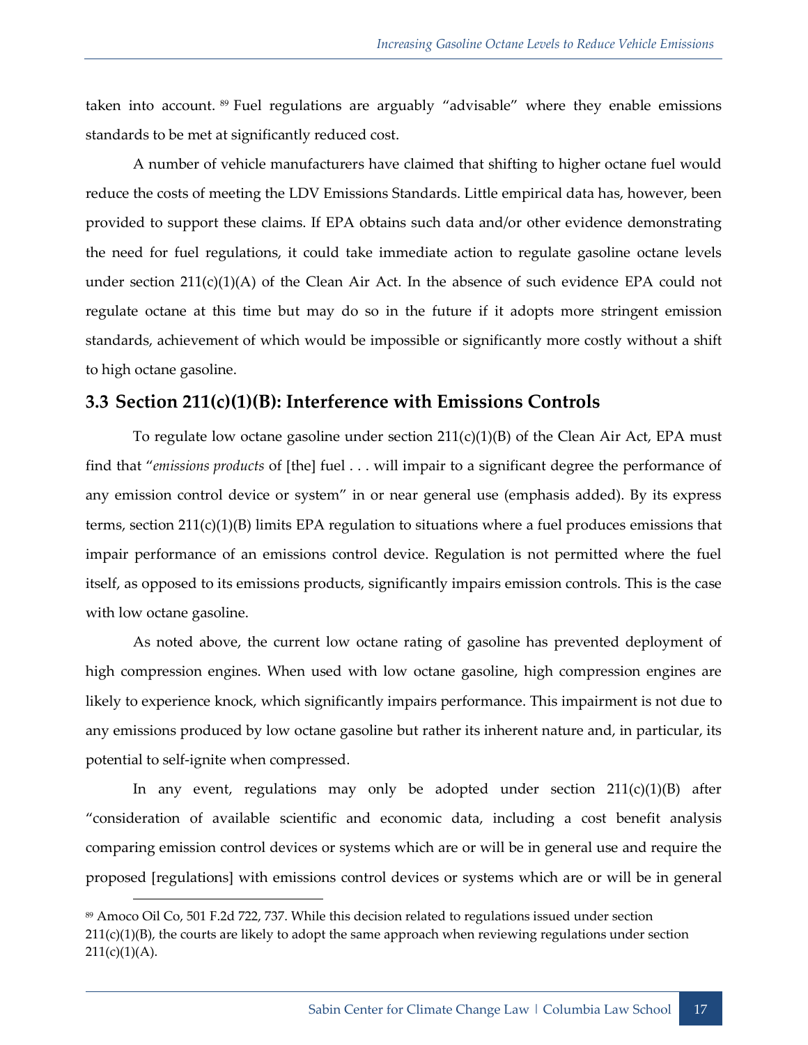taken into account. [89] Fuel regulations are arguably "advisable" where they enable emissions standards to be met at significantly reduced cost.

A number of vehicle manufacturers have claimed that shifting to higher octane fuel would reduce the costs of meeting the LDV Emissions Standards. Little empirical data has, however, been provided to support these claims. If EPA obtains such data and/or other evidence demonstrating the need for fuel regulations, it could take immediate action to regulate gasoline octane levels under section 211(c)(1)(A) of the Clean Air Act. In the absence of such evidence EPA could not regulate octane at this time but may do so in the future if it adopts more stringent emission standards, achievement of which would be impossible or significantly more costly without a shift to high octane gasoline.

## 3.3 Section 211(c)(1)(B): Interference with Emissions Controls

To regulate low octane gasoline under section 211(c)(1)(B) of the Clean Air Act, EPA must find that "*emissions products* of [the] fuel . . . will impair to a significant degree the performance of any emission control device or system" in or near general use (emphasis added). By its express terms, section 211(c)(1)(B) limits EPA regulation to situations where a fuel produces emissions that impair performance of an emissions control device. Regulation is not permitted where the fuel itself, as opposed to its emissions products, significantly impairs emission controls. This is the case with low octane gasoline.

As noted above, the current low octane rating of gasoline has prevented deployment of high compression engines. When used with low octane gasoline, high compression engines are likely to experience knock, which significantly impairs performance. This impairment is not due to any emissions produced by low octane gasoline but rather its inherent nature and, in particular, its potential to self-ignite when compressed.

In any event, regulations may only be adopted under section 211(c)(1)(B) after "consideration of available scientific and economic data, including a cost benefit analysis comparing emission control devices or systems which are or will be in general use and require the proposed [regulations] with emissions control devices or systems which are or will be in general

[89] Amoco Oil Co, 501 F.2d 722, 737. While this decision related to regulations issued under section 211(c)(1)(B), the courts are likely to adopt the same approach when reviewing regulations under section 211(c)(1)(A).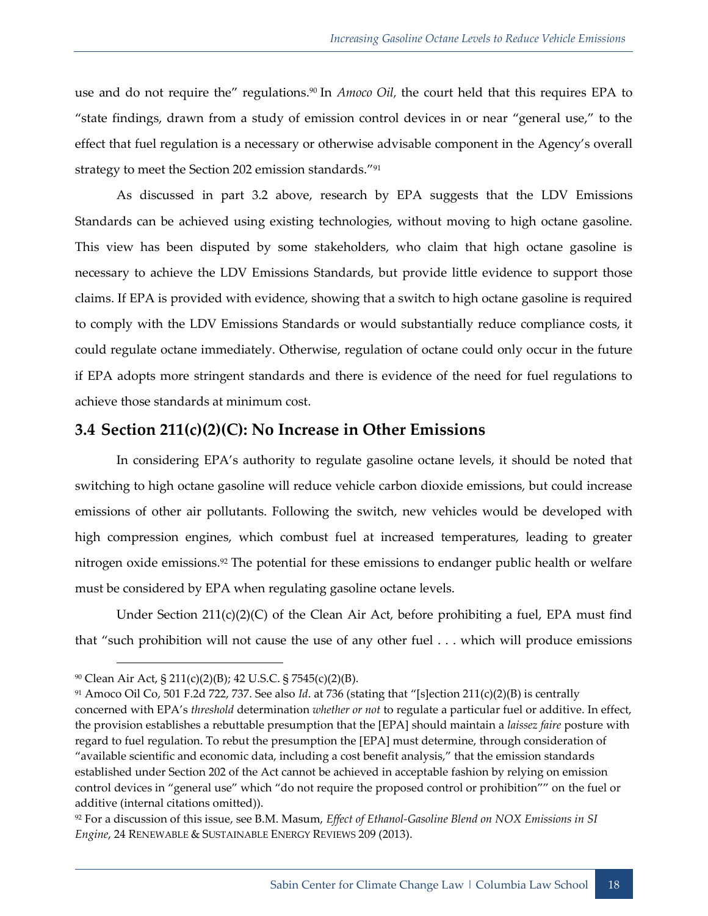use and do not require the" regulations.[90] In *Amoco Oil*, the court held that this requires EPA to "state findings, drawn from a study of emission control devices in or near "general use," to the effect that fuel regulation is a necessary or otherwise advisable component in the Agency's overall strategy to meet the Section 202 emission standards."[91]

As discussed in part 3.2 above, research by EPA suggests that the LDV Emissions Standards can be achieved using existing technologies, without moving to high octane gasoline. This view has been disputed by some stakeholders, who claim that high octane gasoline is necessary to achieve the LDV Emissions Standards, but provide little evidence to support those claims. If EPA is provided with evidence, showing that a switch to high octane gasoline is required to comply with the LDV Emissions Standards or would substantially reduce compliance costs, it could regulate octane immediately. Otherwise, regulation of octane could only occur in the future if EPA adopts more stringent standards and there is evidence of the need for fuel regulations to achieve those standards at minimum cost.

## 3.4 Section 211(c)(2)(C): No Increase in Other Emissions

In considering EPA's authority to regulate gasoline octane levels, it should be noted that switching to high octane gasoline will reduce vehicle carbon dioxide emissions, but could increase emissions of other air pollutants. Following the switch, new vehicles would be developed with high compression engines, which combust fuel at increased temperatures, leading to greater nitrogen oxide emissions.[92] The potential for these emissions to endanger public health or welfare must be considered by EPA when regulating gasoline octane levels.

Under Section 211(c)(2)(C) of the Clean Air Act, before prohibiting a fuel, EPA must find that "such prohibition will not cause the use of any other fuel . . . which will produce emissions

---

[90] Clean Air Act, § 211(c)(2)(B); 42 U.S.C. § 7545(c)(2)(B).

[91] Amoco Oil Co, 501 F.2d 722, 737. See also *Id*. at 736 (stating that "[s]ection 211(c)(2)(B) is centrally concerned with EPA's *threshold* determination *whether or not* to regulate a particular fuel or additive. In effect, the provision establishes a rebuttable presumption that the [EPA] should maintain a *laissez faire* posture with regard to fuel regulation. To rebut the presumption the [EPA] must determine, through consideration of "available scientific and economic data, including a cost benefit analysis," that the emission standards established under Section 202 of the Act cannot be achieved in acceptable fashion by relying on emission control devices in "general use" which "do not require the proposed control or prohibition"" on the fuel or additive (internal citations omitted)).

[92] For a discussion of this issue, see B.M. Masum, *Effect of Ethanol-Gasoline Blend on NOX Emissions in SI Engine*, 24 RENEWABLE & SUSTAINABLE ENERGY REVIEWS 209 (2013).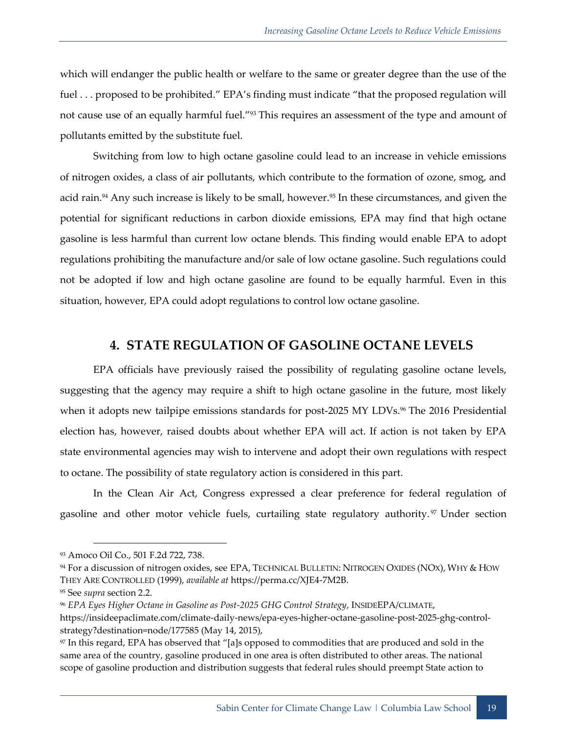which will endanger the public health or welfare to the same or greater degree than the use of the fuel . . . proposed to be prohibited." EPA's finding must indicate "that the proposed regulation will not cause use of an equally harmful fuel."[93] This requires an assessment of the type and amount of pollutants emitted by the substitute fuel.

Switching from low to high octane gasoline could lead to an increase in vehicle emissions of nitrogen oxides, a class of air pollutants, which contribute to the formation of ozone, smog, and acid rain.[94] Any such increase is likely to be small, however.[95] In these circumstances, and given the potential for significant reductions in carbon dioxide emissions, EPA may find that high octane gasoline is less harmful than current low octane blends. This finding would enable EPA to adopt regulations prohibiting the manufacture and/or sale of low octane gasoline. Such regulations could not be adopted if low and high octane gasoline are found to be equally harmful. Even in this situation, however, EPA could adopt regulations to control low octane gasoline.

## 4. STATE REGULATION OF GASOLINE OCTANE LEVELS

EPA officials have previously raised the possibility of regulating gasoline octane levels, suggesting that the agency may require a shift to high octane gasoline in the future, most likely when it adopts new tailpipe emissions standards for post-2025 MY LDVs.[96] The 2016 Presidential election has, however, raised doubts about whether EPA will act. If action is not taken by EPA state environmental agencies may wish to intervene and adopt their own regulations with respect to octane. The possibility of state regulatory action is considered in this part.

In the Clean Air Act, Congress expressed a clear preference for federal regulation of gasoline and other motor vehicle fuels, curtailing state regulatory authority.[97] Under section

---

[93] Amoco Oil Co., 501 F.2d 722, 738.

[94] For a discussion of nitrogen oxides, see EPA, TECHNICAL BULLETIN: NITROGEN OXIDES (NOX), WHY & HOW THEY ARE CONTROLLED (1999), *available at* https://perma.cc/XJE4-7M2B.

[95] See *supra* section 2.2.

[96] *EPA Eyes Higher Octane in Gasoline as Post-2025 GHG Control Strategy*, INSIDEEPA/CLIMATE, https://insideepaclimate.com/climate-daily-news/epa-eyes-higher-octane-gasoline-post-2025-ghg-control-strategy?destination=node/177585 (May 14, 2015),

[97] In this regard, EPA has observed that "[a]s opposed to commodities that are produced and sold in the same area of the country, gasoline produced in one area is often distributed to other areas. The national scope of gasoline production and distribution suggests that federal rules should preempt State action to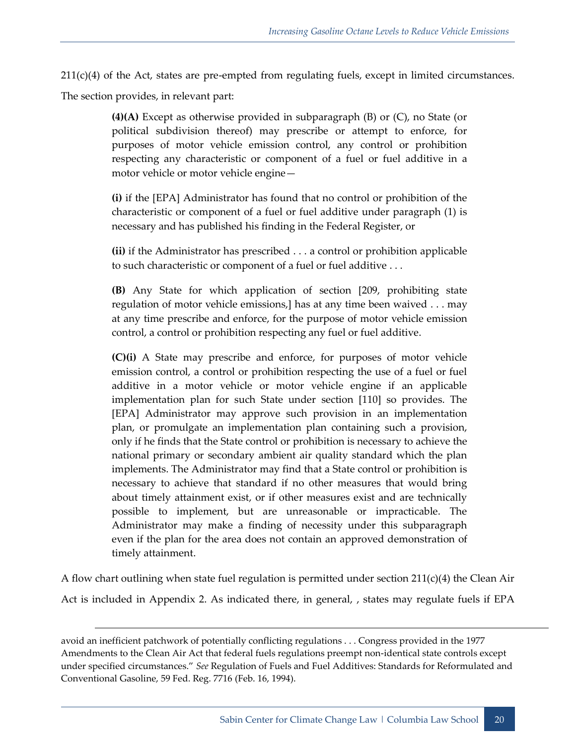211(c)(4) of the Act, states are pre-empted from regulating fuels, except in limited circumstances. The section provides, in relevant part:

> **(4)(A)** Except as otherwise provided in subparagraph (B) or (C), no State (or political subdivision thereof) may prescribe or attempt to enforce, for purposes of motor vehicle emission control, any control or prohibition respecting any characteristic or component of a fuel or fuel additive in a motor vehicle or motor vehicle engine—
>
> **(i)** if the [EPA] Administrator has found that no control or prohibition of the characteristic or component of a fuel or fuel additive under paragraph (1) is necessary and has published his finding in the Federal Register, or
>
> **(ii)** if the Administrator has prescribed . . . a control or prohibition applicable to such characteristic or component of a fuel or fuel additive . . .
>
> **(B)** Any State for which application of section [209, prohibiting state regulation of motor vehicle emissions,] has at any time been waived . . . may at any time prescribe and enforce, for the purpose of motor vehicle emission control, a control or prohibition respecting any fuel or fuel additive.
>
> **(C)(i)** A State may prescribe and enforce, for purposes of motor vehicle emission control, a control or prohibition respecting the use of a fuel or fuel additive in a motor vehicle or motor vehicle engine if an applicable implementation plan for such State under section [110] so provides. The [EPA] Administrator may approve such provision in an implementation plan, or promulgate an implementation plan containing such a provision, only if he finds that the State control or prohibition is necessary to achieve the national primary or secondary ambient air quality standard which the plan implements. The Administrator may find that a State control or prohibition is necessary to achieve that standard if no other measures that would bring about timely attainment exist, or if other measures exist and are technically possible to implement, but are unreasonable or impracticable. The Administrator may make a finding of necessity under this subparagraph even if the plan for the area does not contain an approved demonstration of timely attainment.

A flow chart outlining when state fuel regulation is permitted under section 211(c)(4) the Clean Air Act is included in Appendix 2. As indicated there, in general, , states may regulate fuels if EPA

---

avoid an inefficient patchwork of potentially conflicting regulations . . . Congress provided in the 1977 Amendments to the Clean Air Act that federal fuels regulations preempt non-identical state controls except under specified circumstances." *See* Regulation of Fuels and Fuel Additives: Standards for Reformulated and Conventional Gasoline, 59 Fed. Reg. 7716 (Feb. 16, 1994).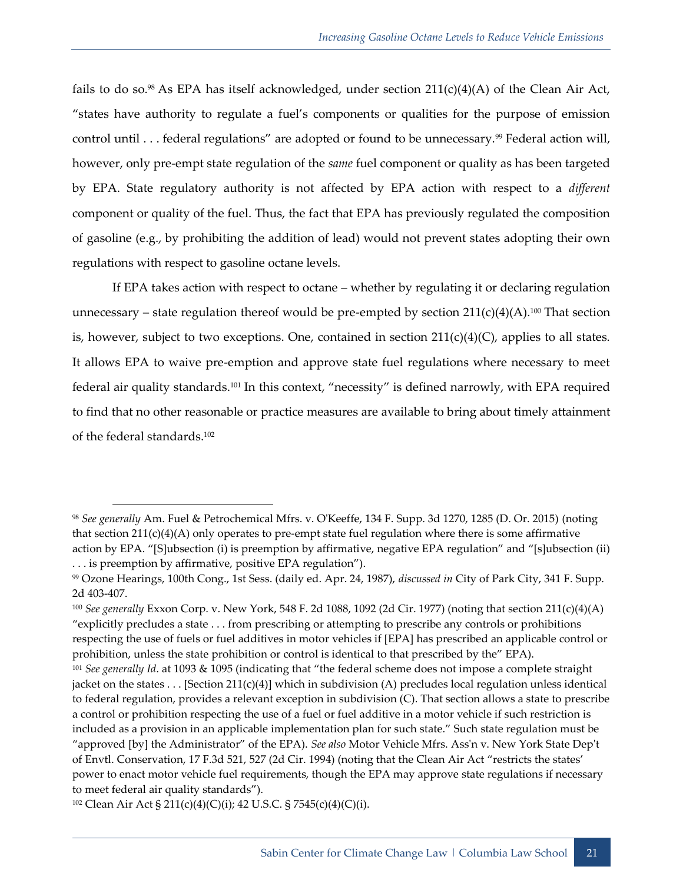fails to do so.[98] As EPA has itself acknowledged, under section 211(c)(4)(A) of the Clean Air Act, "states have authority to regulate a fuel's components or qualities for the purpose of emission control until . . . federal regulations" are adopted or found to be unnecessary.[99] Federal action will, however, only pre-empt state regulation of the *same* fuel component or quality as has been targeted by EPA. State regulatory authority is not affected by EPA action with respect to a *different* component or quality of the fuel. Thus, the fact that EPA has previously regulated the composition of gasoline (e.g., by prohibiting the addition of lead) would not prevent states adopting their own regulations with respect to gasoline octane levels.

If EPA takes action with respect to octane – whether by regulating it or declaring regulation unnecessary – state regulation thereof would be pre-empted by section 211(c)(4)(A).[100] That section is, however, subject to two exceptions. One, contained in section 211(c)(4)(C), applies to all states. It allows EPA to waive pre-emption and approve state fuel regulations where necessary to meet federal air quality standards.[101] In this context, "necessity" is defined narrowly, with EPA required to find that no other reasonable or practice measures are available to bring about timely attainment of the federal standards.[102]

---

[98] *See generally* Am. Fuel & Petrochemical Mfrs. v. O'Keeffe, 134 F. Supp. 3d 1270, 1285 (D. Or. 2015) (noting that section 211(c)(4)(A) only operates to pre-empt state fuel regulation where there is some affirmative action by EPA. "[S]ubsection (i) is preemption by affirmative, negative EPA regulation" and "[s]ubsection (ii) . . . is preemption by affirmative, positive EPA regulation").

[99] Ozone Hearings, 100th Cong., 1st Sess. (daily ed. Apr. 24, 1987), *discussed in* City of Park City, 341 F. Supp. 2d 403-407.

[100] *See generally* Exxon Corp. v. New York, 548 F. 2d 1088, 1092 (2d Cir. 1977) (noting that section 211(c)(4)(A) "explicitly precludes a state . . . from prescribing or attempting to prescribe any controls or prohibitions respecting the use of fuels or fuel additives in motor vehicles if [EPA] has prescribed an applicable control or prohibition, unless the state prohibition or control is identical to that prescribed by the" EPA).

[101] *See generally Id*. at 1093 & 1095 (indicating that "the federal scheme does not impose a complete straight jacket on the states . . . [Section 211(c)(4)] which in subdivision (A) precludes local regulation unless identical to federal regulation, provides a relevant exception in subdivision (C). That section allows a state to prescribe a control or prohibition respecting the use of a fuel or fuel additive in a motor vehicle if such restriction is included as a provision in an applicable implementation plan for such state." Such state regulation must be "approved [by] the Administrator" of the EPA). *See also* Motor Vehicle Mfrs. Ass'n v. New York State Dep't of Envtl. Conservation, 17 F.3d 521, 527 (2d Cir. 1994) (noting that the Clean Air Act "restricts the states' power to enact motor vehicle fuel requirements, though the EPA may approve state regulations if necessary to meet federal air quality standards").

[102] Clean Air Act § 211(c)(4)(C)(i); 42 U.S.C. § 7545(c)(4)(C)(i).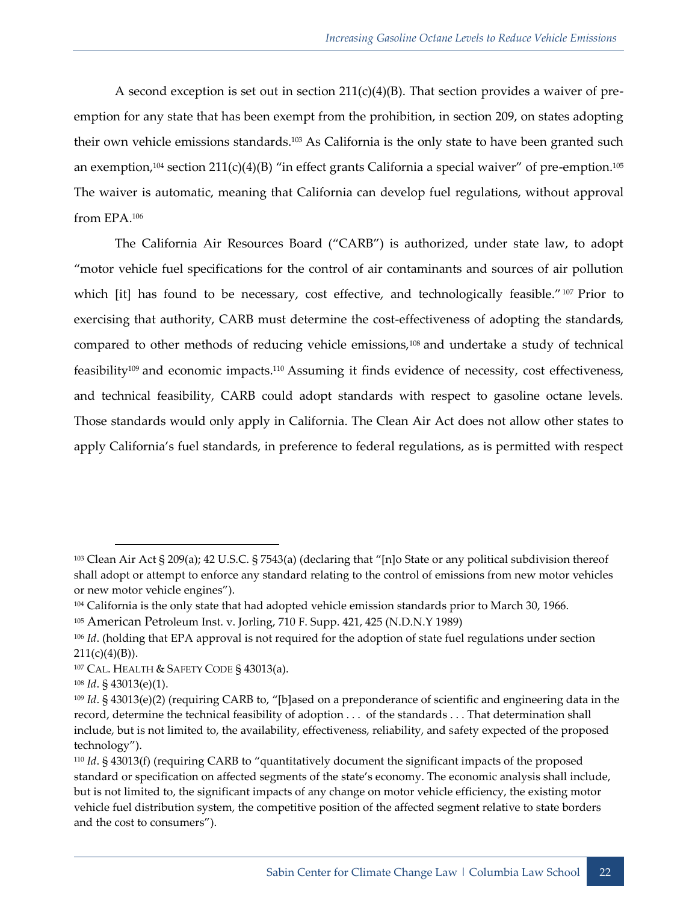A second exception is set out in section 211(c)(4)(B). That section provides a waiver of pre-emption for any state that has been exempt from the prohibition, in section 209, on states adopting their own vehicle emissions standards.[103] As California is the only state to have been granted such an exemption,[104] section 211(c)(4)(B) "in effect grants California a special waiver" of pre-emption.[105] The waiver is automatic, meaning that California can develop fuel regulations, without approval from EPA.[106]

The California Air Resources Board ("CARB") is authorized, under state law, to adopt "motor vehicle fuel specifications for the control of air contaminants and sources of air pollution which [it] has found to be necessary, cost effective, and technologically feasible."[107] Prior to exercising that authority, CARB must determine the cost-effectiveness of adopting the standards, compared to other methods of reducing vehicle emissions,[108] and undertake a study of technical feasibility[109] and economic impacts.[110] Assuming it finds evidence of necessity, cost effectiveness, and technical feasibility, CARB could adopt standards with respect to gasoline octane levels. Those standards would only apply in California. The Clean Air Act does not allow other states to apply California's fuel standards, in preference to federal regulations, as is permitted with respect

---

[103] Clean Air Act § 209(a); 42 U.S.C. § 7543(a) (declaring that "[n]o State or any political subdivision thereof shall adopt or attempt to enforce any standard relating to the control of emissions from new motor vehicles or new motor vehicle engines").

[104] California is the only state that had adopted vehicle emission standards prior to March 30, 1966.

[105] American Petroleum Inst. v. Jorling, 710 F. Supp. 421, 425 (N.D.N.Y 1989)

[106] *Id*. (holding that EPA approval is not required for the adoption of state fuel regulations under section 211(c)(4)(B)).

[107] CAL. HEALTH & SAFETY CODE § 43013(a).

[108] *Id*. § 43013(e)(1).

[109] *Id*. § 43013(e)(2) (requiring CARB to, "[b]ased on a preponderance of scientific and engineering data in the record, determine the technical feasibility of adoption . . . of the standards . . . That determination shall include, but is not limited to, the availability, effectiveness, reliability, and safety expected of the proposed technology").

[110] *Id*. § 43013(f) (requiring CARB to "quantitatively document the significant impacts of the proposed standard or specification on affected segments of the state's economy. The economic analysis shall include, but is not limited to, the significant impacts of any change on motor vehicle efficiency, the existing motor vehicle fuel distribution system, the competitive position of the affected segment relative to state borders and the cost to consumers").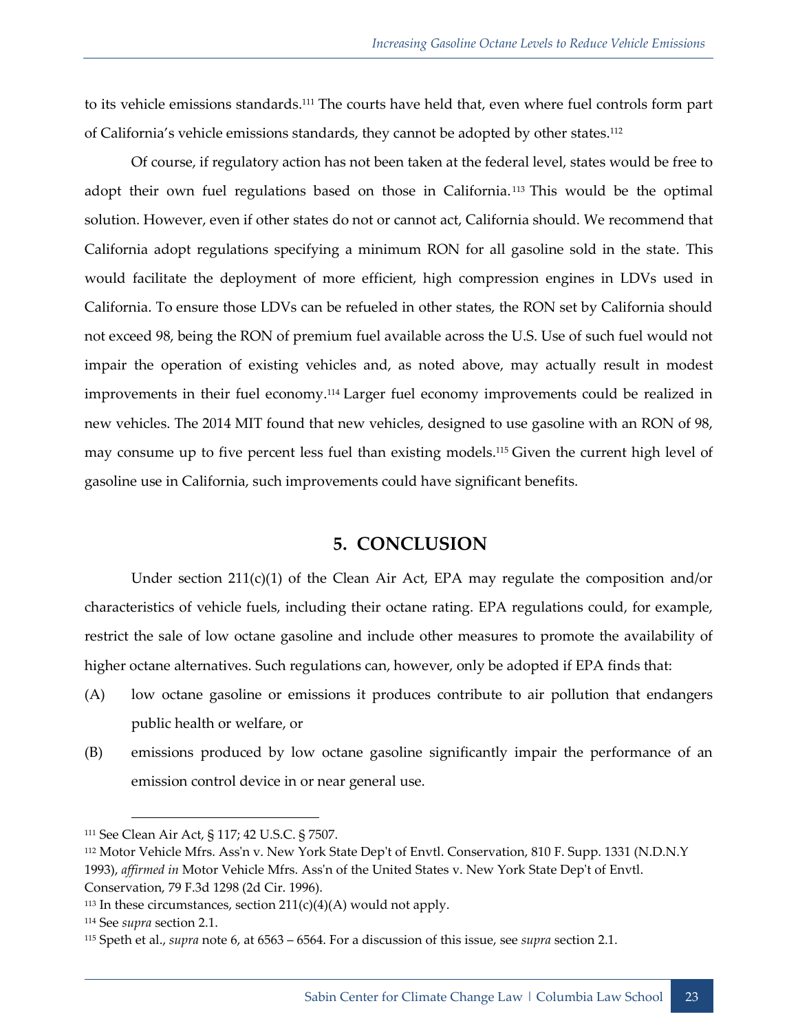to its vehicle emissions standards.[111] The courts have held that, even where fuel controls form part of California's vehicle emissions standards, they cannot be adopted by other states.[112]

Of course, if regulatory action has not been taken at the federal level, states would be free to adopt their own fuel regulations based on those in California.[113] This would be the optimal solution. However, even if other states do not or cannot act, California should. We recommend that California adopt regulations specifying a minimum RON for all gasoline sold in the state. This would facilitate the deployment of more efficient, high compression engines in LDVs used in California. To ensure those LDVs can be refueled in other states, the RON set by California should not exceed 98, being the RON of premium fuel available across the U.S. Use of such fuel would not impair the operation of existing vehicles and, as noted above, may actually result in modest improvements in their fuel economy.[114] Larger fuel economy improvements could be realized in new vehicles. The 2014 MIT found that new vehicles, designed to use gasoline with an RON of 98, may consume up to five percent less fuel than existing models.[115] Given the current high level of gasoline use in California, such improvements could have significant benefits.

## 5. CONCLUSION

Under section 211(c)(1) of the Clean Air Act, EPA may regulate the composition and/or characteristics of vehicle fuels, including their octane rating. EPA regulations could, for example, restrict the sale of low octane gasoline and include other measures to promote the availability of higher octane alternatives. Such regulations can, however, only be adopted if EPA finds that:

(A) low octane gasoline or emissions it produces contribute to air pollution that endangers public health or welfare, or

(B) emissions produced by low octane gasoline significantly impair the performance of an emission control device in or near general use.

---

[111] See Clean Air Act, § 117; 42 U.S.C. § 7507.

[112] Motor Vehicle Mfrs. Ass'n v. New York State Dep't of Envtl. Conservation, 810 F. Supp. 1331 (N.D.N.Y 1993), *affirmed in* Motor Vehicle Mfrs. Ass'n of the United States v. New York State Dep't of Envtl. Conservation, 79 F.3d 1298 (2d Cir. 1996).

[113] In these circumstances, section 211(c)(4)(A) would not apply.

[114] See *supra* section 2.1.

[115] Speth et al., *supra* note 6, at 6563 – 6564. For a discussion of this issue, see *supra* section 2.1.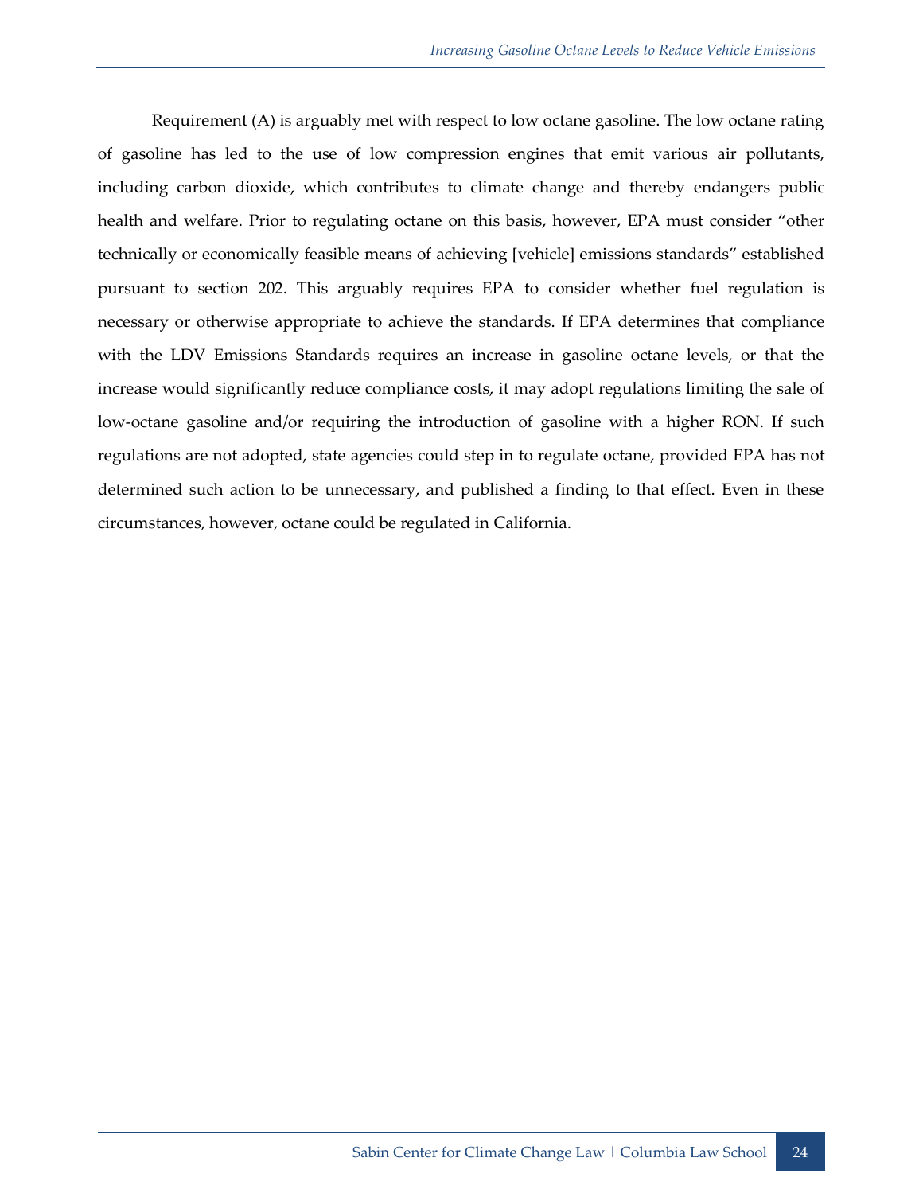Requirement (A) is arguably met with respect to low octane gasoline. The low octane rating of gasoline has led to the use of low compression engines that emit various air pollutants, including carbon dioxide, which contributes to climate change and thereby endangers public health and welfare. Prior to regulating octane on this basis, however, EPA must consider "other technically or economically feasible means of achieving [vehicle] emissions standards" established pursuant to section 202. This arguably requires EPA to consider whether fuel regulation is necessary or otherwise appropriate to achieve the standards. If EPA determines that compliance with the LDV Emissions Standards requires an increase in gasoline octane levels, or that the increase would significantly reduce compliance costs, it may adopt regulations limiting the sale of low-octane gasoline and/or requiring the introduction of gasoline with a higher RON. If such regulations are not adopted, state agencies could step in to regulate octane, provided EPA has not determined such action to be unnecessary, and published a finding to that effect. Even in these circumstances, however, octane could be regulated in California.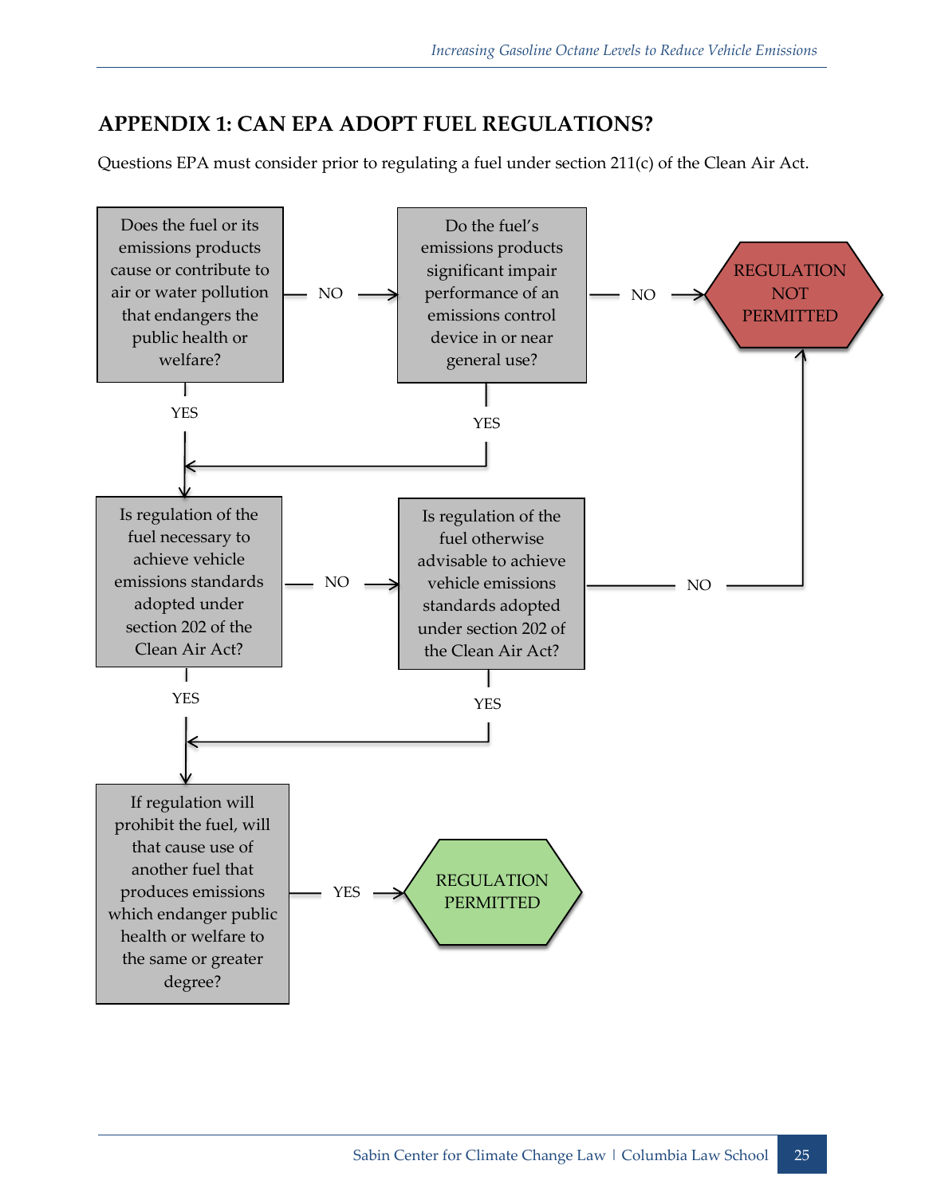## APPENDIX 1: CAN EPA ADOPT FUEL REGULATIONS?

Questions EPA must consider prior to regulating a fuel under section 211(c) of the Clean Air Act.

Does the fuel or its emissions products cause or contribute to air or water pollution that endangers the public health or welfare?

NO

Do the fuel's emissions products significant impair performance of an emissions control device in or near general use?

NO

REGULATION NOT PERMITTED

YES

YES

Is regulation of the fuel necessary to achieve vehicle emissions standards adopted under section 202 of the Clean Air Act?

NO

Is regulation of the fuel otherwise advisable to achieve vehicle emissions standards adopted under section 202 of the Clean Air Act?

NO

YES

YES

If regulation will prohibit the fuel, will that cause use of another fuel that produces emissions which endanger public health or welfare to the same or greater degree?

YES

REGULATION PERMITTED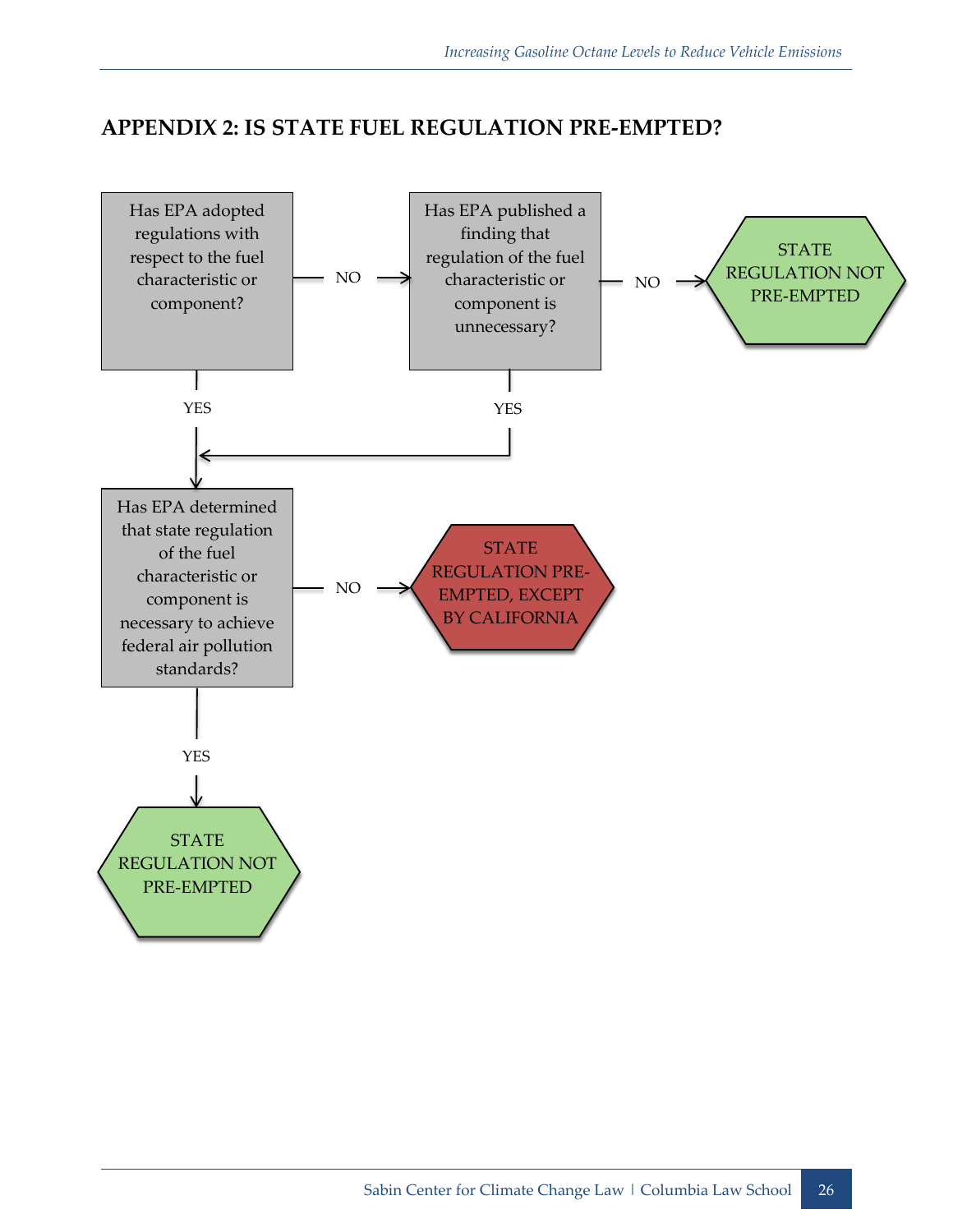## APPENDIX 2: IS STATE FUEL REGULATION PRE-EMPTED?

Has EPA adopted regulations with respect to the fuel characteristic or component?

NO

Has EPA published a finding that regulation of the fuel characteristic or component is unnecessary?

NO

STATE REGULATION NOT PRE-EMPTED

YES

YES

Has EPA determined that state regulation of the fuel characteristic or component is necessary to achieve federal air pollution standards?

NO

STATE REGULATION PRE-EMPTED, EXCEPT BY CALIFORNIA

YES

STATE REGULATION NOT PRE-EMPTED